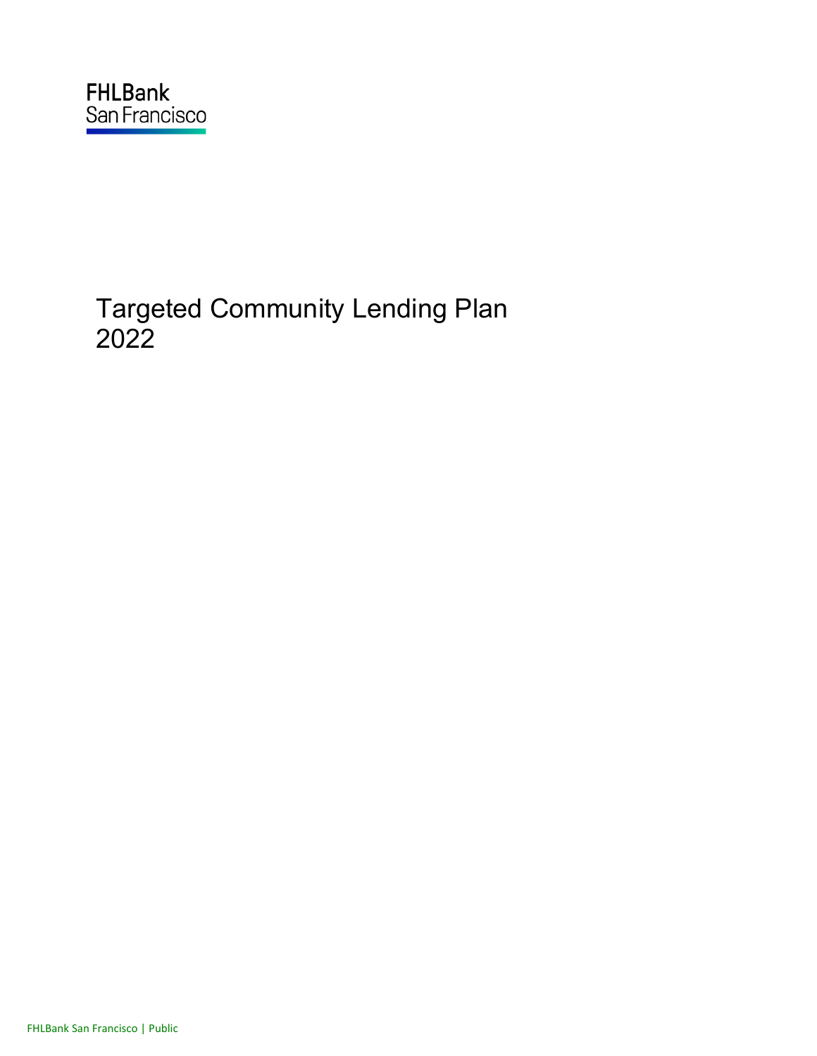FHLBank
San Francisco

# Targeted Community Lending Plan 2022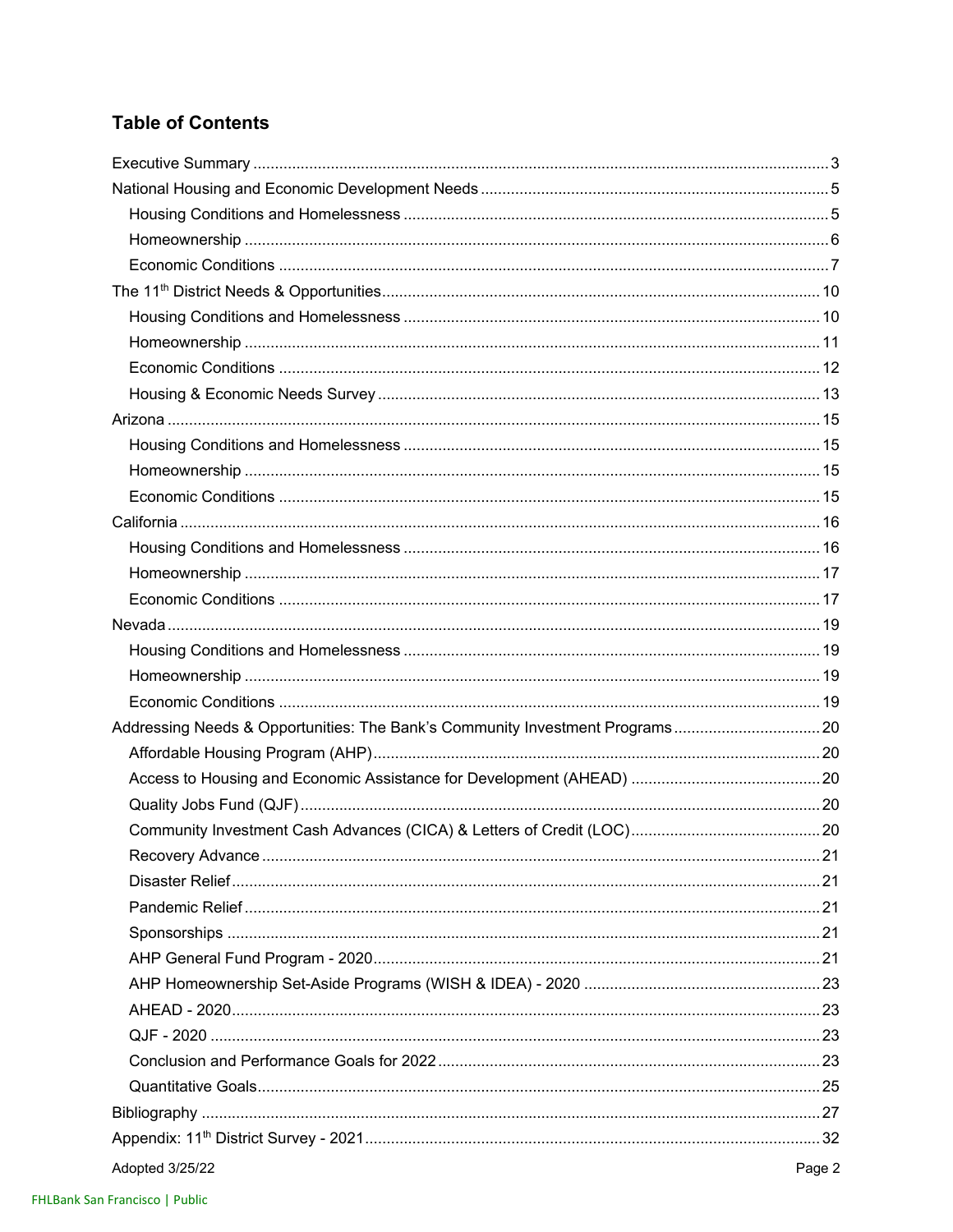## Table of Contents

- Executive Summary ..... 3
- National Housing and Economic Development Needs ..... 5
  - Housing Conditions and Homelessness ..... 5
  - Homeownership ..... 6
  - Economic Conditions ..... 7
- The 11th District Needs & Opportunities ..... 10
  - Housing Conditions and Homelessness ..... 10
  - Homeownership ..... 11
  - Economic Conditions ..... 12
  - Housing & Economic Needs Survey ..... 13
- Arizona ..... 15
  - Housing Conditions and Homelessness ..... 15
  - Homeownership ..... 15
  - Economic Conditions ..... 15
- California ..... 16
  - Housing Conditions and Homelessness ..... 16
  - Homeownership ..... 17
  - Economic Conditions ..... 17
- Nevada ..... 19
  - Housing Conditions and Homelessness ..... 19
  - Homeownership ..... 19
  - Economic Conditions ..... 19
- Addressing Needs & Opportunities: The Bank's Community Investment Programs ..... 20
  - Affordable Housing Program (AHP) ..... 20
  - Access to Housing and Economic Assistance for Development (AHEAD) ..... 20
  - Quality Jobs Fund (QJF) ..... 20
  - Community Investment Cash Advances (CICA) & Letters of Credit (LOC) ..... 20
  - Recovery Advance ..... 21
  - Disaster Relief ..... 21
  - Pandemic Relief ..... 21
  - Sponsorships ..... 21
  - AHP General Fund Program - 2020 ..... 21
  - AHP Homeownership Set-Aside Programs (WISH & IDEA) - 2020 ..... 23
  - AHEAD - 2020 ..... 23
  - QJF - 2020 ..... 23
  - Conclusion and Performance Goals for 2022 ..... 23
  - Quantitative Goals ..... 25
- Bibliography ..... 27
- Appendix: 11th District Survey - 2021 ..... 32

Adopted 3/25/22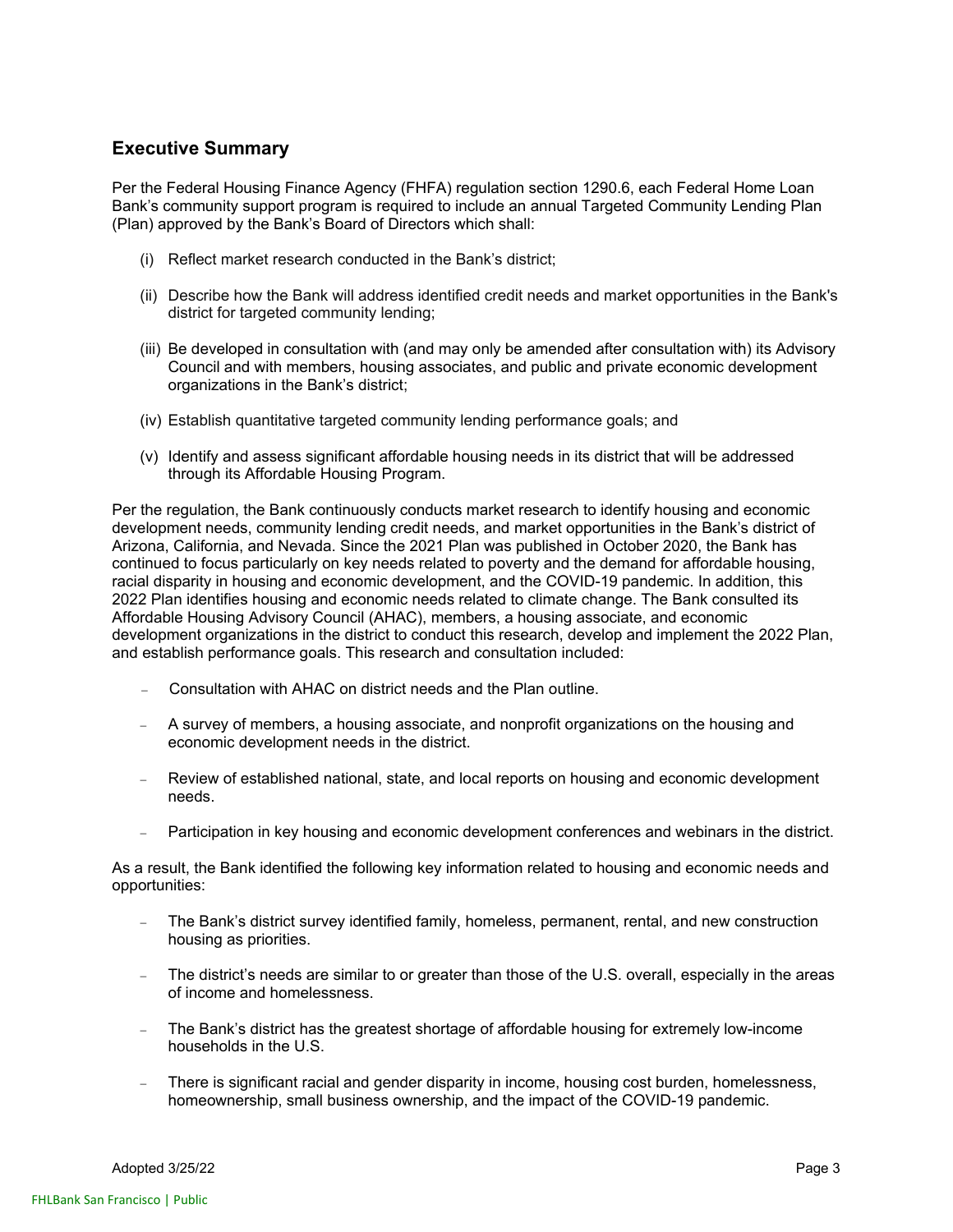## Executive Summary

Per the Federal Housing Finance Agency (FHFA) regulation section 1290.6, each Federal Home Loan Bank's community support program is required to include an annual Targeted Community Lending Plan (Plan) approved by the Bank's Board of Directors which shall:

(i) Reflect market research conducted in the Bank's district;

(ii) Describe how the Bank will address identified credit needs and market opportunities in the Bank's district for targeted community lending;

(iii) Be developed in consultation with (and may only be amended after consultation with) its Advisory Council and with members, housing associates, and public and private economic development organizations in the Bank's district;

(iv) Establish quantitative targeted community lending performance goals; and

(v) Identify and assess significant affordable housing needs in its district that will be addressed through its Affordable Housing Program.

Per the regulation, the Bank continuously conducts market research to identify housing and economic development needs, community lending credit needs, and market opportunities in the Bank's district of Arizona, California, and Nevada. Since the 2021 Plan was published in October 2020, the Bank has continued to focus particularly on key needs related to poverty and the demand for affordable housing, racial disparity in housing and economic development, and the COVID-19 pandemic. In addition, this 2022 Plan identifies housing and economic needs related to climate change. The Bank consulted its Affordable Housing Advisory Council (AHAC), members, a housing associate, and economic development organizations in the district to conduct this research, develop and implement the 2022 Plan, and establish performance goals. This research and consultation included:

- Consultation with AHAC on district needs and the Plan outline.
- A survey of members, a housing associate, and nonprofit organizations on the housing and economic development needs in the district.
- Review of established national, state, and local reports on housing and economic development needs.
- Participation in key housing and economic development conferences and webinars in the district.

As a result, the Bank identified the following key information related to housing and economic needs and opportunities:

- The Bank's district survey identified family, homeless, permanent, rental, and new construction housing as priorities.
- The district's needs are similar to or greater than those of the U.S. overall, especially in the areas of income and homelessness.
- The Bank's district has the greatest shortage of affordable housing for extremely low-income households in the U.S.
- There is significant racial and gender disparity in income, housing cost burden, homelessness, homeownership, small business ownership, and the impact of the COVID-19 pandemic.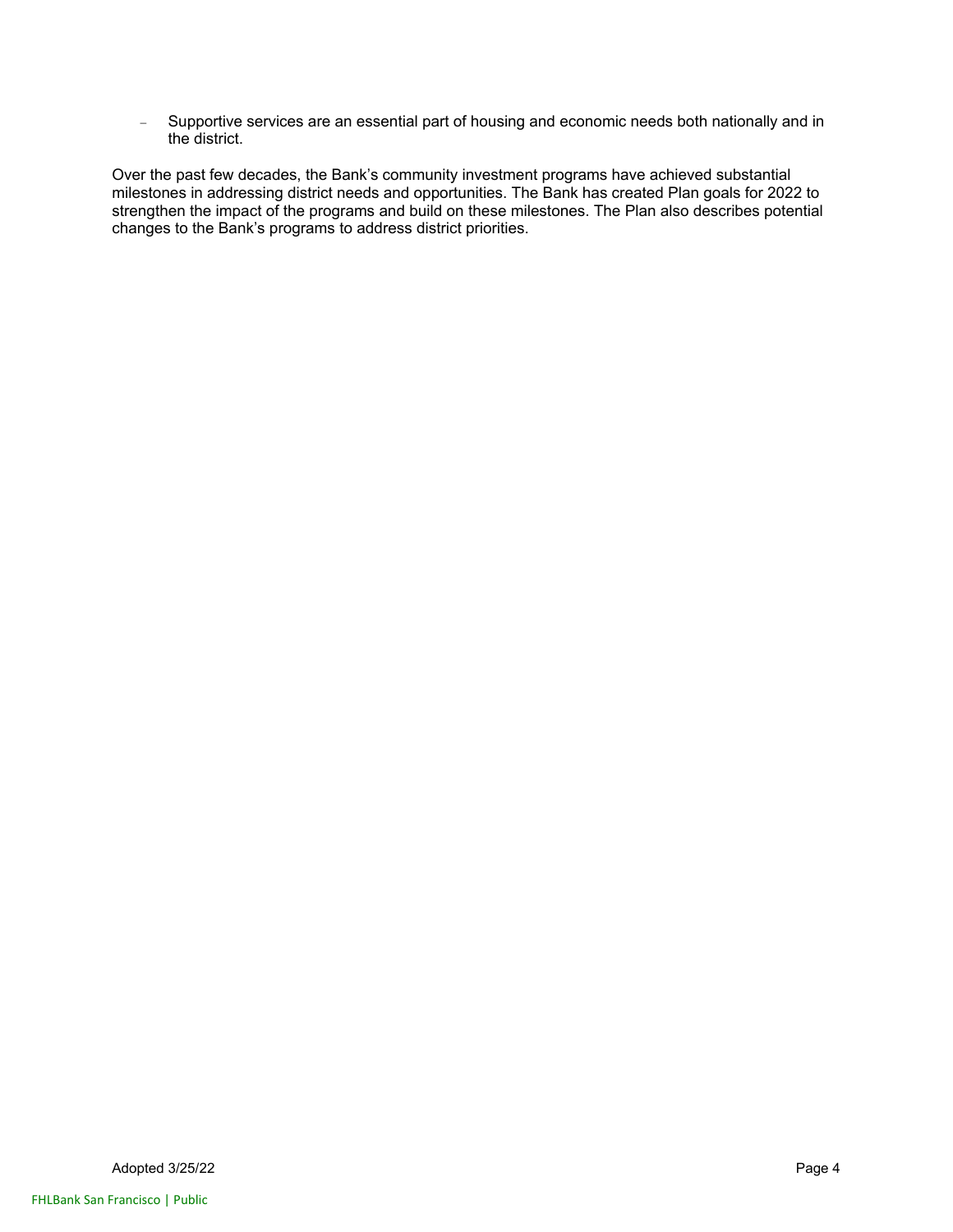- Supportive services are an essential part of housing and economic needs both nationally and in the district.

Over the past few decades, the Bank's community investment programs have achieved substantial milestones in addressing district needs and opportunities. The Bank has created Plan goals for 2022 to strengthen the impact of the programs and build on these milestones. The Plan also describes potential changes to the Bank's programs to address district priorities.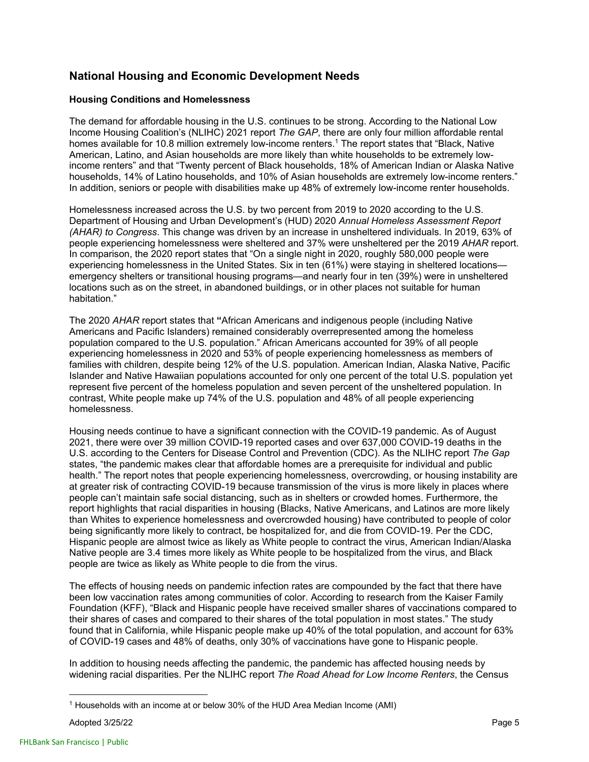## National Housing and Economic Development Needs

### Housing Conditions and Homelessness

The demand for affordable housing in the U.S. continues to be strong. According to the National Low Income Housing Coalition's (NLIHC) 2021 report *The GAP*, there are only four million affordable rental homes available for 10.8 million extremely low-income renters.[1] The report states that "Black, Native American, Latino, and Asian households are more likely than white households to be extremely low-income renters" and that "Twenty percent of Black households, 18% of American Indian or Alaska Native households, 14% of Latino households, and 10% of Asian households are extremely low-income renters." In addition, seniors or people with disabilities make up 48% of extremely low-income renter households.

Homelessness increased across the U.S. by two percent from 2019 to 2020 according to the U.S. Department of Housing and Urban Development's (HUD) 2020 *Annual Homeless Assessment Report (AHAR) to Congress*. This change was driven by an increase in unsheltered individuals. In 2019, 63% of people experiencing homelessness were sheltered and 37% were unsheltered per the 2019 *AHAR* report. In comparison, the 2020 report states that "On a single night in 2020, roughly 580,000 people were experiencing homelessness in the United States. Six in ten (61%) were staying in sheltered locations—emergency shelters or transitional housing programs—and nearly four in ten (39%) were in unsheltered locations such as on the street, in abandoned buildings, or in other places not suitable for human habitation."

The 2020 *AHAR* report states that **"**African Americans and indigenous people (including Native Americans and Pacific Islanders) remained considerably overrepresented among the homeless population compared to the U.S. population." African Americans accounted for 39% of all people experiencing homelessness in 2020 and 53% of people experiencing homelessness as members of families with children, despite being 12% of the U.S. population. American Indian, Alaska Native, Pacific Islander and Native Hawaiian populations accounted for only one percent of the total U.S. population yet represent five percent of the homeless population and seven percent of the unsheltered population. In contrast, White people make up 74% of the U.S. population and 48% of all people experiencing homelessness.

Housing needs continue to have a significant connection with the COVID-19 pandemic. As of August 2021, there were over 39 million COVID-19 reported cases and over 637,000 COVID-19 deaths in the U.S. according to the Centers for Disease Control and Prevention (CDC). As the NLIHC report *The Gap* states, "the pandemic makes clear that affordable homes are a prerequisite for individual and public health." The report notes that people experiencing homelessness, overcrowding, or housing instability are at greater risk of contracting COVID-19 because transmission of the virus is more likely in places where people can't maintain safe social distancing, such as in shelters or crowded homes. Furthermore, the report highlights that racial disparities in housing (Blacks, Native Americans, and Latinos are more likely than Whites to experience homelessness and overcrowded housing) have contributed to people of color being significantly more likely to contract, be hospitalized for, and die from COVID-19. Per the CDC, Hispanic people are almost twice as likely as White people to contract the virus, American Indian/Alaska Native people are 3.4 times more likely as White people to be hospitalized from the virus, and Black people are twice as likely as White people to die from the virus.

The effects of housing needs on pandemic infection rates are compounded by the fact that there have been low vaccination rates among communities of color. According to research from the Kaiser Family Foundation (KFF), "Black and Hispanic people have received smaller shares of vaccinations compared to their shares of cases and compared to their shares of the total population in most states." The study found that in California, while Hispanic people make up 40% of the total population, and account for 63% of COVID-19 cases and 48% of deaths, only 30% of vaccinations have gone to Hispanic people.

In addition to housing needs affecting the pandemic, the pandemic has affected housing needs by widening racial disparities. Per the NLIHC report *The Road Ahead for Low Income Renters*, the Census

[1] Households with an income at or below 30% of the HUD Area Median Income (AMI)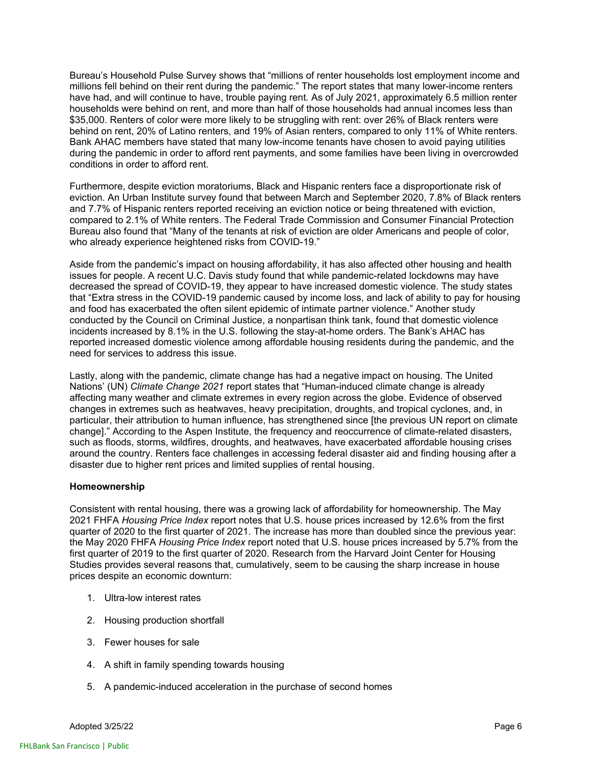Bureau's Household Pulse Survey shows that "millions of renter households lost employment income and millions fell behind on their rent during the pandemic." The report states that many lower-income renters have had, and will continue to have, trouble paying rent. As of July 2021, approximately 6.5 million renter households were behind on rent, and more than half of those households had annual incomes less than $35,000. Renters of color were more likely to be struggling with rent: over 26% of Black renters were behind on rent, 20% of Latino renters, and 19% of Asian renters, compared to only 11% of White renters. Bank AHAC members have stated that many low-income tenants have chosen to avoid paying utilities during the pandemic in order to afford rent payments, and some families have been living in overcrowded conditions in order to afford rent.

Furthermore, despite eviction moratoriums, Black and Hispanic renters face a disproportionate risk of eviction. An Urban Institute survey found that between March and September 2020, 7.8% of Black renters and 7.7% of Hispanic renters reported receiving an eviction notice or being threatened with eviction, compared to 2.1% of White renters. The Federal Trade Commission and Consumer Financial Protection Bureau also found that "Many of the tenants at risk of eviction are older Americans and people of color, who already experience heightened risks from COVID-19."

Aside from the pandemic's impact on housing affordability, it has also affected other housing and health issues for people. A recent U.C. Davis study found that while pandemic-related lockdowns may have decreased the spread of COVID-19, they appear to have increased domestic violence. The study states that "Extra stress in the COVID-19 pandemic caused by income loss, and lack of ability to pay for housing and food has exacerbated the often silent epidemic of intimate partner violence." Another study conducted by the Council on Criminal Justice, a nonpartisan think tank, found that domestic violence incidents increased by 8.1% in the U.S. following the stay-at-home orders. The Bank's AHAC has reported increased domestic violence among affordable housing residents during the pandemic, and the need for services to address this issue.

Lastly, along with the pandemic, climate change has had a negative impact on housing. The United Nations' (UN) *Climate Change 2021* report states that "Human-induced climate change is already affecting many weather and climate extremes in every region across the globe. Evidence of observed changes in extremes such as heatwaves, heavy precipitation, droughts, and tropical cyclones, and, in particular, their attribution to human influence, has strengthened since [the previous UN report on climate change]." According to the Aspen Institute, the frequency and reoccurrence of climate-related disasters, such as floods, storms, wildfires, droughts, and heatwaves, have exacerbated affordable housing crises around the country. Renters face challenges in accessing federal disaster aid and finding housing after a disaster due to higher rent prices and limited supplies of rental housing.

**Homeownership**

Consistent with rental housing, there was a growing lack of affordability for homeownership. The May 2021 FHFA *Housing Price Index* report notes that U.S. house prices increased by 12.6% from the first quarter of 2020 to the first quarter of 2021. The increase has more than doubled since the previous year: the May 2020 FHFA *Housing Price Index* report noted that U.S. house prices increased by 5.7% from the first quarter of 2019 to the first quarter of 2020. Research from the Harvard Joint Center for Housing Studies provides several reasons that, cumulatively, seem to be causing the sharp increase in house prices despite an economic downturn:

1. Ultra-low interest rates
2. Housing production shortfall
3. Fewer houses for sale
4. A shift in family spending towards housing
5. A pandemic-induced acceleration in the purchase of second homes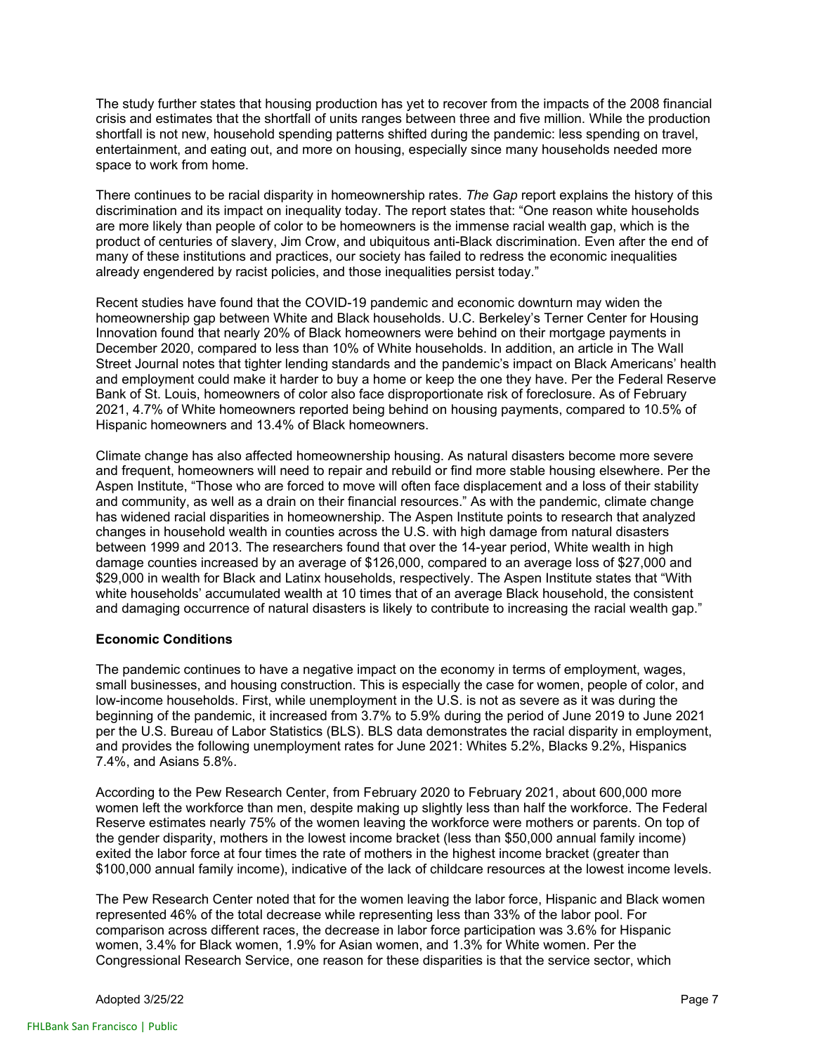The study further states that housing production has yet to recover from the impacts of the 2008 financial crisis and estimates that the shortfall of units ranges between three and five million. While the production shortfall is not new, household spending patterns shifted during the pandemic: less spending on travel, entertainment, and eating out, and more on housing, especially since many households needed more space to work from home.

There continues to be racial disparity in homeownership rates. *The Gap* report explains the history of this discrimination and its impact on inequality today. The report states that: "One reason white households are more likely than people of color to be homeowners is the immense racial wealth gap, which is the product of centuries of slavery, Jim Crow, and ubiquitous anti-Black discrimination. Even after the end of many of these institutions and practices, our society has failed to redress the economic inequalities already engendered by racist policies, and those inequalities persist today."

Recent studies have found that the COVID-19 pandemic and economic downturn may widen the homeownership gap between White and Black households. U.C. Berkeley's Terner Center for Housing Innovation found that nearly 20% of Black homeowners were behind on their mortgage payments in December 2020, compared to less than 10% of White households. In addition, an article in The Wall Street Journal notes that tighter lending standards and the pandemic's impact on Black Americans' health and employment could make it harder to buy a home or keep the one they have. Per the Federal Reserve Bank of St. Louis, homeowners of color also face disproportionate risk of foreclosure. As of February 2021, 4.7% of White homeowners reported being behind on housing payments, compared to 10.5% of Hispanic homeowners and 13.4% of Black homeowners.

Climate change has also affected homeownership housing. As natural disasters become more severe and frequent, homeowners will need to repair and rebuild or find more stable housing elsewhere. Per the Aspen Institute, "Those who are forced to move will often face displacement and a loss of their stability and community, as well as a drain on their financial resources." As with the pandemic, climate change has widened racial disparities in homeownership. The Aspen Institute points to research that analyzed changes in household wealth in counties across the U.S. with high damage from natural disasters between 1999 and 2013. The researchers found that over the 14-year period, White wealth in high damage counties increased by an average of $126,000, compared to an average loss of $27,000 and $29,000 in wealth for Black and Latinx households, respectively. The Aspen Institute states that "With white households' accumulated wealth at 10 times that of an average Black household, the consistent and damaging occurrence of natural disasters is likely to contribute to increasing the racial wealth gap."

**Economic Conditions**

The pandemic continues to have a negative impact on the economy in terms of employment, wages, small businesses, and housing construction. This is especially the case for women, people of color, and low-income households. First, while unemployment in the U.S. is not as severe as it was during the beginning of the pandemic, it increased from 3.7% to 5.9% during the period of June 2019 to June 2021 per the U.S. Bureau of Labor Statistics (BLS). BLS data demonstrates the racial disparity in employment, and provides the following unemployment rates for June 2021: Whites 5.2%, Blacks 9.2%, Hispanics 7.4%, and Asians 5.8%.

According to the Pew Research Center, from February 2020 to February 2021, about 600,000 more women left the workforce than men, despite making up slightly less than half the workforce. The Federal Reserve estimates nearly 75% of the women leaving the workforce were mothers or parents. On top of the gender disparity, mothers in the lowest income bracket (less than $50,000 annual family income) exited the labor force at four times the rate of mothers in the highest income bracket (greater than $100,000 annual family income), indicative of the lack of childcare resources at the lowest income levels.

The Pew Research Center noted that for the women leaving the labor force, Hispanic and Black women represented 46% of the total decrease while representing less than 33% of the labor pool. For comparison across different races, the decrease in labor force participation was 3.6% for Hispanic women, 3.4% for Black women, 1.9% for Asian women, and 1.3% for White women. Per the Congressional Research Service, one reason for these disparities is that the service sector, which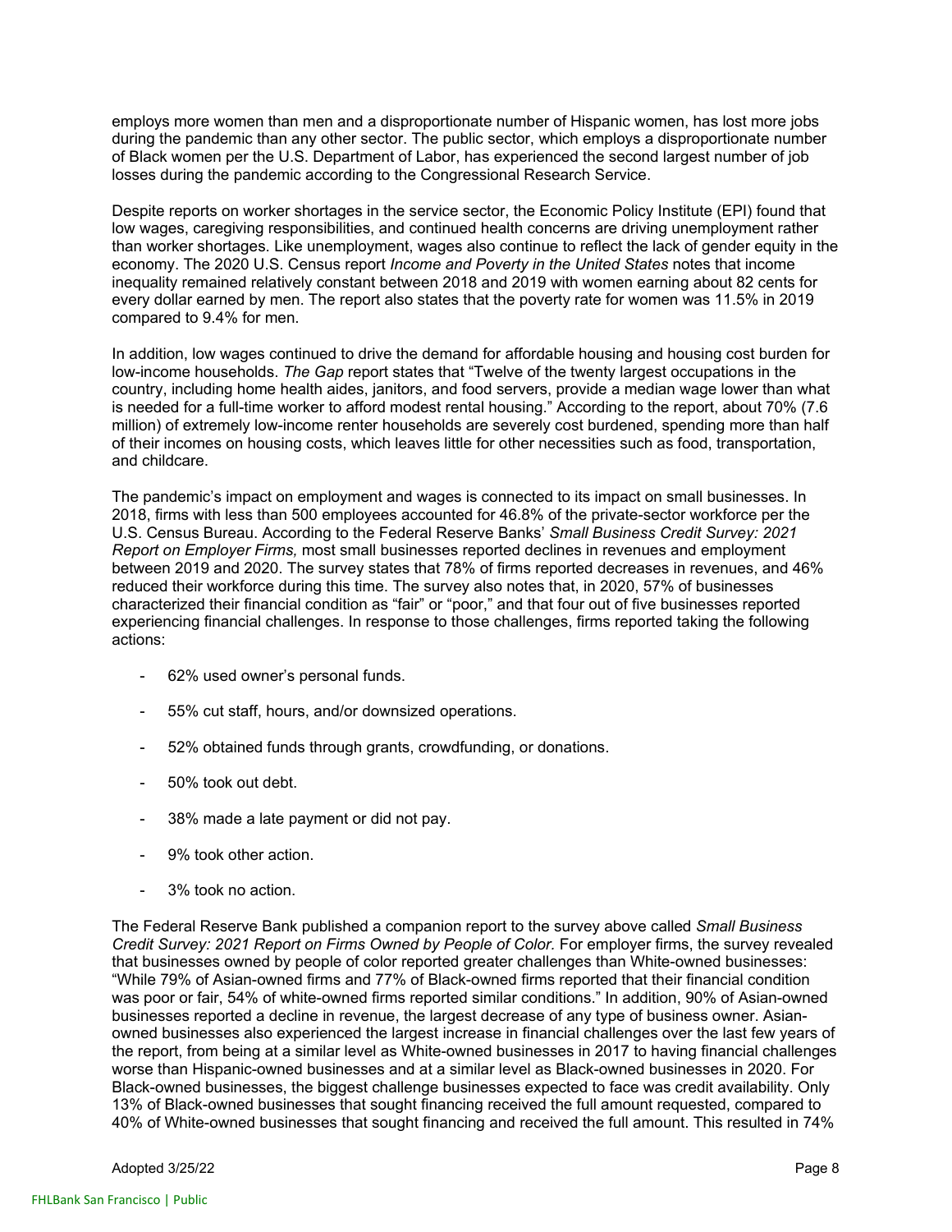employs more women than men and a disproportionate number of Hispanic women, has lost more jobs during the pandemic than any other sector. The public sector, which employs a disproportionate number of Black women per the U.S. Department of Labor, has experienced the second largest number of job losses during the pandemic according to the Congressional Research Service.

Despite reports on worker shortages in the service sector, the Economic Policy Institute (EPI) found that low wages, caregiving responsibilities, and continued health concerns are driving unemployment rather than worker shortages. Like unemployment, wages also continue to reflect the lack of gender equity in the economy. The 2020 U.S. Census report *Income and Poverty in the United States* notes that income inequality remained relatively constant between 2018 and 2019 with women earning about 82 cents for every dollar earned by men. The report also states that the poverty rate for women was 11.5% in 2019 compared to 9.4% for men.

In addition, low wages continued to drive the demand for affordable housing and housing cost burden for low-income households. *The Gap* report states that "Twelve of the twenty largest occupations in the country, including home health aides, janitors, and food servers, provide a median wage lower than what is needed for a full-time worker to afford modest rental housing." According to the report, about 70% (7.6 million) of extremely low-income renter households are severely cost burdened, spending more than half of their incomes on housing costs, which leaves little for other necessities such as food, transportation, and childcare.

The pandemic's impact on employment and wages is connected to its impact on small businesses. In 2018, firms with less than 500 employees accounted for 46.8% of the private-sector workforce per the U.S. Census Bureau. According to the Federal Reserve Banks' *Small Business Credit Survey: 2021 Report on Employer Firms,* most small businesses reported declines in revenues and employment between 2019 and 2020. The survey states that 78% of firms reported decreases in revenues, and 46% reduced their workforce during this time. The survey also notes that, in 2020, 57% of businesses characterized their financial condition as "fair" or "poor," and that four out of five businesses reported experiencing financial challenges. In response to those challenges, firms reported taking the following actions:

- 62% used owner's personal funds.
- 55% cut staff, hours, and/or downsized operations.
- 52% obtained funds through grants, crowdfunding, or donations.
- 50% took out debt.
- 38% made a late payment or did not pay.
- 9% took other action.
- 3% took no action.

The Federal Reserve Bank published a companion report to the survey above called *Small Business Credit Survey: 2021 Report on Firms Owned by People of Color.* For employer firms, the survey revealed that businesses owned by people of color reported greater challenges than White-owned businesses: "While 79% of Asian-owned firms and 77% of Black-owned firms reported that their financial condition was poor or fair, 54% of white-owned firms reported similar conditions." In addition, 90% of Asian-owned businesses reported a decline in revenue, the largest decrease of any type of business owner. Asian-owned businesses also experienced the largest increase in financial challenges over the last few years of the report, from being at a similar level as White-owned businesses in 2017 to having financial challenges worse than Hispanic-owned businesses and at a similar level as Black-owned businesses in 2020. For Black-owned businesses, the biggest challenge businesses expected to face was credit availability. Only 13% of Black-owned businesses that sought financing received the full amount requested, compared to 40% of White-owned businesses that sought financing and received the full amount. This resulted in 74%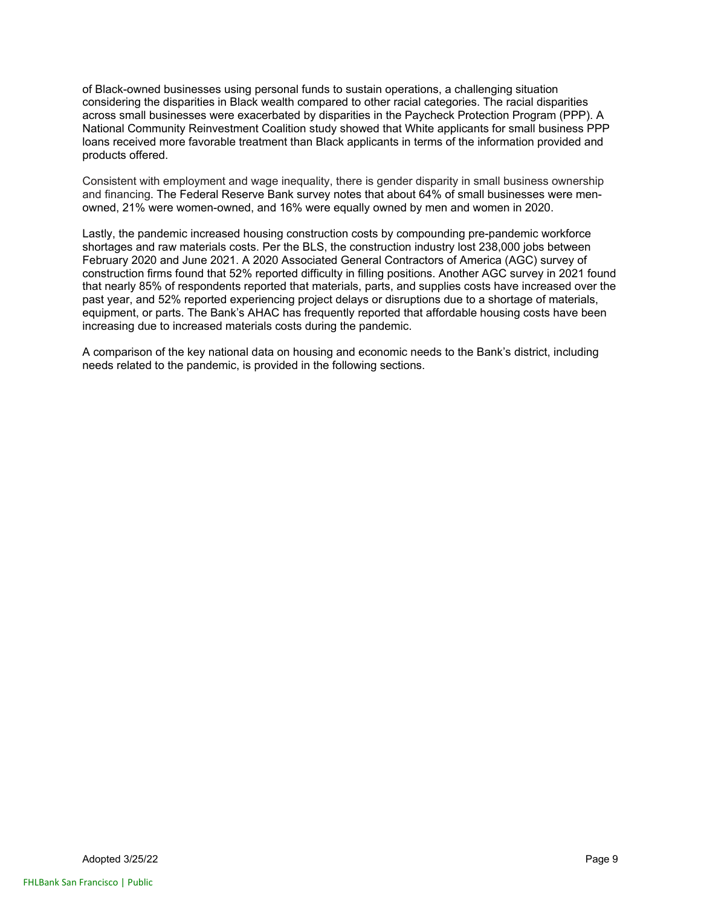of Black-owned businesses using personal funds to sustain operations, a challenging situation considering the disparities in Black wealth compared to other racial categories. The racial disparities across small businesses were exacerbated by disparities in the Paycheck Protection Program (PPP). A National Community Reinvestment Coalition study showed that White applicants for small business PPP loans received more favorable treatment than Black applicants in terms of the information provided and products offered.

Consistent with employment and wage inequality, there is gender disparity in small business ownership and financing. The Federal Reserve Bank survey notes that about 64% of small businesses were men-owned, 21% were women-owned, and 16% were equally owned by men and women in 2020.

Lastly, the pandemic increased housing construction costs by compounding pre-pandemic workforce shortages and raw materials costs. Per the BLS, the construction industry lost 238,000 jobs between February 2020 and June 2021. A 2020 Associated General Contractors of America (AGC) survey of construction firms found that 52% reported difficulty in filling positions. Another AGC survey in 2021 found that nearly 85% of respondents reported that materials, parts, and supplies costs have increased over the past year, and 52% reported experiencing project delays or disruptions due to a shortage of materials, equipment, or parts. The Bank's AHAC has frequently reported that affordable housing costs have been increasing due to increased materials costs during the pandemic.

A comparison of the key national data on housing and economic needs to the Bank's district, including needs related to the pandemic, is provided in the following sections.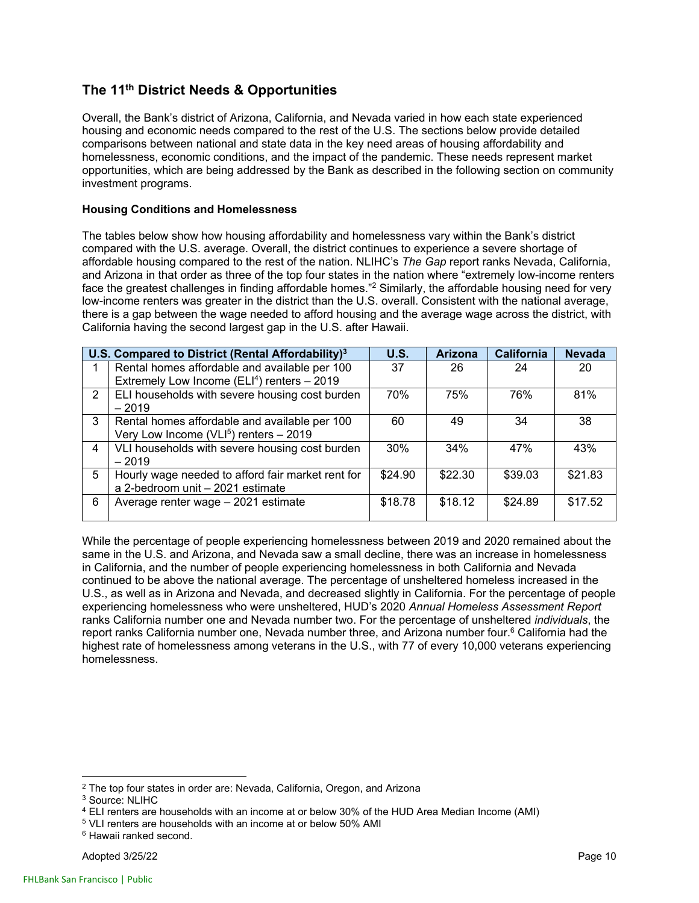## The 11th District Needs & Opportunities

Overall, the Bank's district of Arizona, California, and Nevada varied in how each state experienced housing and economic needs compared to the rest of the U.S. The sections below provide detailed comparisons between national and state data in the key need areas of housing affordability and homelessness, economic conditions, and the impact of the pandemic. These needs represent market opportunities, which are being addressed by the Bank as described in the following section on community investment programs.

### Housing Conditions and Homelessness

The tables below show how housing affordability and homelessness vary within the Bank's district compared with the U.S. average. Overall, the district continues to experience a severe shortage of affordable housing compared to the rest of the nation. NLIHC's *The Gap* report ranks Nevada, California, and Arizona in that order as three of the top four states in the nation where "extremely low-income renters face the greatest challenges in finding affordable homes."[2] Similarly, the affordable housing need for very low-income renters was greater in the district than the U.S. overall. Consistent with the national average, there is a gap between the wage needed to afford housing and the average wage across the district, with California having the second largest gap in the U.S. after Hawaii.

| U.S. Compared to District (Rental Affordability)[3] | | U.S. | Arizona | California | Nevada |
|---|---|---|---|---|---|
| 1 | Rental homes affordable and available per 100 Extremely Low Income (ELI[4]) renters – 2019 | 37 | 26 | 24 | 20 |
| 2 | ELI households with severe housing cost burden – 2019 | 70% | 75% | 76% | 81% |
| 3 | Rental homes affordable and available per 100 Very Low Income (VLI[5]) renters – 2019 | 60 | 49 | 34 | 38 |
| 4 | VLI households with severe housing cost burden – 2019 | 30% | 34% | 47% | 43% |
| 5 | Hourly wage needed to afford fair market rent for a 2-bedroom unit – 2021 estimate | $24.90 | $22.30 | $39.03 | $21.83 |
| 6 | Average renter wage – 2021 estimate | $18.78 | $18.12 | $24.89 | $17.52 |

While the percentage of people experiencing homelessness between 2019 and 2020 remained about the same in the U.S. and Arizona, and Nevada saw a small decline, there was an increase in homelessness in California, and the number of people experiencing homelessness in both California and Nevada continued to be above the national average. The percentage of unsheltered homeless increased in the U.S., as well as in Arizona and Nevada, and decreased slightly in California. For the percentage of people experiencing homelessness who were unsheltered, HUD's 2020 *Annual Homeless Assessment Report* ranks California number one and Nevada number two. For the percentage of unsheltered *individuals*, the report ranks California number one, Nevada number three, and Arizona number four.[6] California had the highest rate of homelessness among veterans in the U.S., with 77 of every 10,000 veterans experiencing homelessness.

---

[2] The top four states in order are: Nevada, California, Oregon, and Arizona

[3] Source: NLIHC

[4] ELI renters are households with an income at or below 30% of the HUD Area Median Income (AMI)

[5] VLI renters are households with an income at or below 50% AMI

[6] Hawaii ranked second.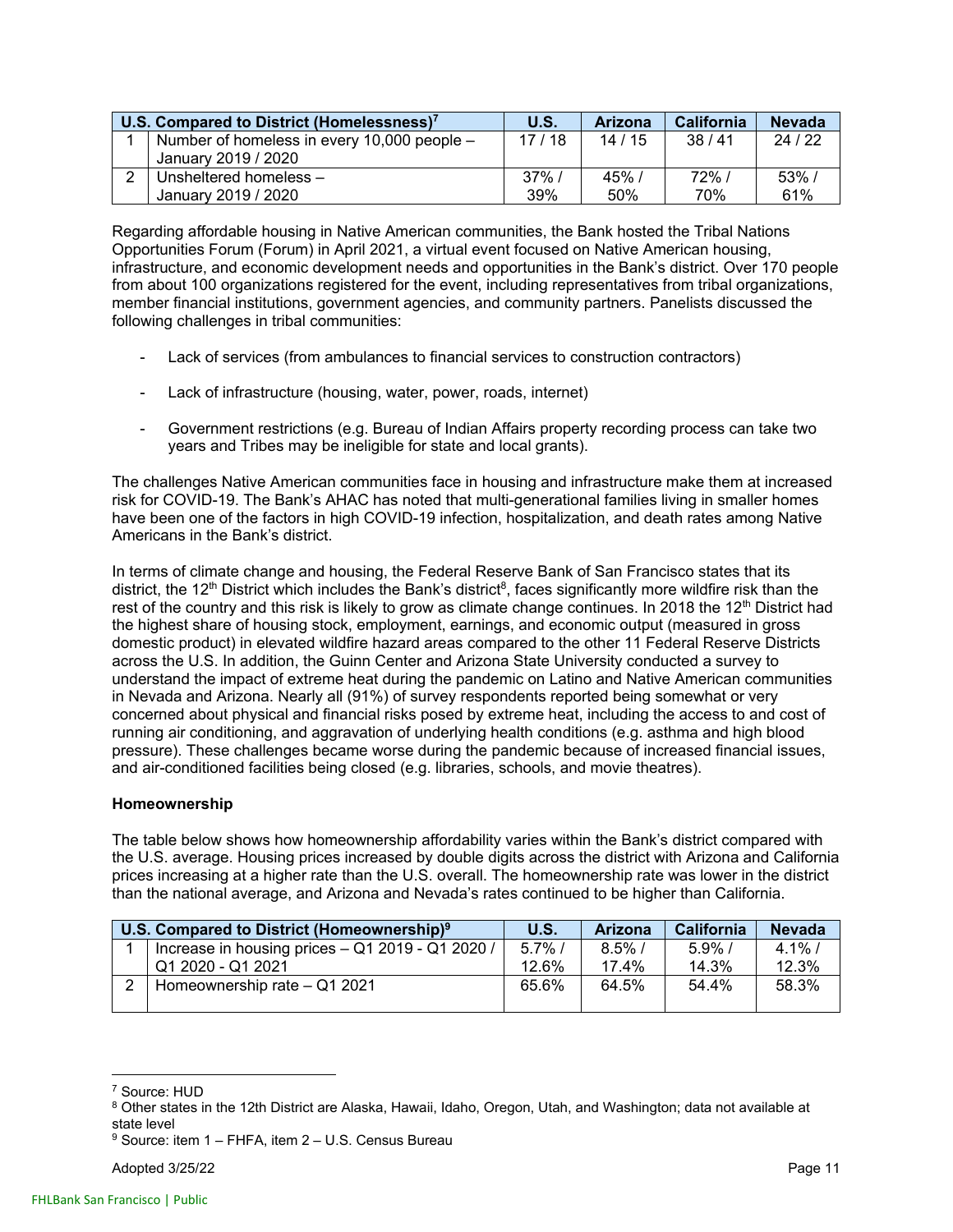| | U.S. Compared to District (Homelessness)[7] | U.S. | Arizona | California | Nevada |
|---|---|---|---|---|---|
| 1 | Number of homeless in every 10,000 people – January 2019 / 2020 | 17 / 18 | 14 / 15 | 38 / 41 | 24 / 22 |
| 2 | Unsheltered homeless – January 2019 / 2020 | 37% / 39% | 45% / 50% | 72% / 70% | 53% / 61% |

Regarding affordable housing in Native American communities, the Bank hosted the Tribal Nations Opportunities Forum (Forum) in April 2021, a virtual event focused on Native American housing, infrastructure, and economic development needs and opportunities in the Bank's district. Over 170 people from about 100 organizations registered for the event, including representatives from tribal organizations, member financial institutions, government agencies, and community partners. Panelists discussed the following challenges in tribal communities:

- Lack of services (from ambulances to financial services to construction contractors)
- Lack of infrastructure (housing, water, power, roads, internet)
- Government restrictions (e.g. Bureau of Indian Affairs property recording process can take two years and Tribes may be ineligible for state and local grants).

The challenges Native American communities face in housing and infrastructure make them at increased risk for COVID-19. The Bank's AHAC has noted that multi-generational families living in smaller homes have been one of the factors in high COVID-19 infection, hospitalization, and death rates among Native Americans in the Bank's district.

In terms of climate change and housing, the Federal Reserve Bank of San Francisco states that its district, the 12th District which includes the Bank's district[8], faces significantly more wildfire risk than the rest of the country and this risk is likely to grow as climate change continues. In 2018 the 12th District had the highest share of housing stock, employment, earnings, and economic output (measured in gross domestic product) in elevated wildfire hazard areas compared to the other 11 Federal Reserve Districts across the U.S. In addition, the Guinn Center and Arizona State University conducted a survey to understand the impact of extreme heat during the pandemic on Latino and Native American communities in Nevada and Arizona. Nearly all (91%) of survey respondents reported being somewhat or very concerned about physical and financial risks posed by extreme heat, including the access to and cost of running air conditioning, and aggravation of underlying health conditions (e.g. asthma and high blood pressure). These challenges became worse during the pandemic because of increased financial issues, and air-conditioned facilities being closed (e.g. libraries, schools, and movie theatres).

**Homeownership**

The table below shows how homeownership affordability varies within the Bank's district compared with the U.S. average. Housing prices increased by double digits across the district with Arizona and California prices increasing at a higher rate than the U.S. overall. The homeownership rate was lower in the district than the national average, and Arizona and Nevada's rates continued to be higher than California.

| | U.S. Compared to District (Homeownership)[9] | U.S. | Arizona | California | Nevada |
|---|---|---|---|---|---|
| 1 | Increase in housing prices – Q1 2019 - Q1 2020 / Q1 2020 - Q1 2021 | 5.7% / 12.6% | 8.5% / 17.4% | 5.9% / 14.3% | 4.1% / 12.3% |
| 2 | Homeownership rate – Q1 2021 | 65.6% | 64.5% | 54.4% | 58.3% |

[7] Source: HUD

[8] Other states in the 12th District are Alaska, Hawaii, Idaho, Oregon, Utah, and Washington; data not available at state level

[9] Source: item 1 – FHFA, item 2 – U.S. Census Bureau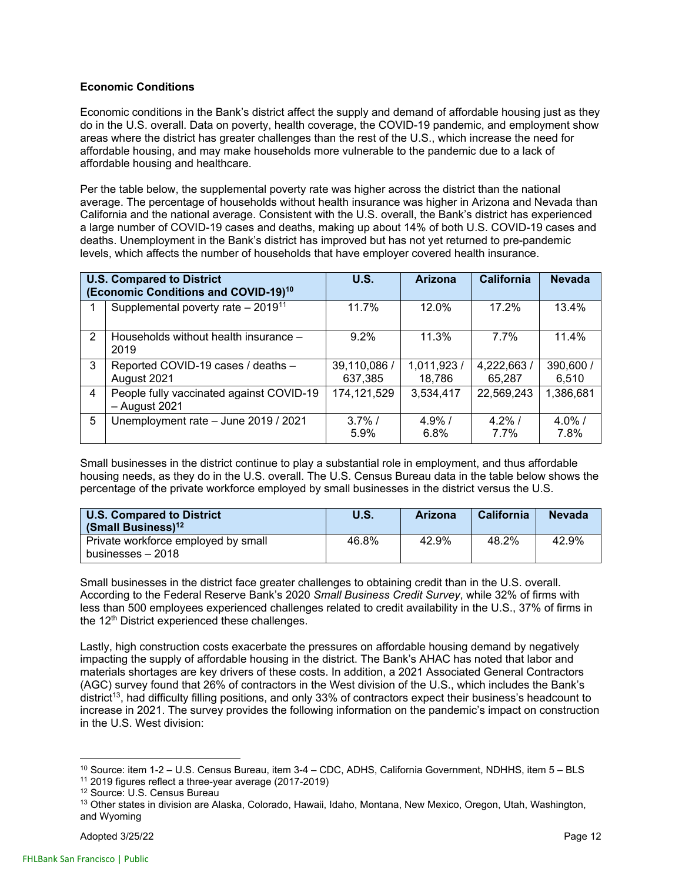**Economic Conditions**

Economic conditions in the Bank's district affect the supply and demand of affordable housing just as they do in the U.S. overall. Data on poverty, health coverage, the COVID-19 pandemic, and employment show areas where the district has greater challenges than the rest of the U.S., which increase the need for affordable housing, and may make households more vulnerable to the pandemic due to a lack of affordable housing and healthcare.

Per the table below, the supplemental poverty rate was higher across the district than the national average. The percentage of households without health insurance was higher in Arizona and Nevada than California and the national average. Consistent with the U.S. overall, the Bank's district has experienced a large number of COVID-19 cases and deaths, making up about 14% of both U.S. COVID-19 cases and deaths. Unemployment in the Bank's district has improved but has not yet returned to pre-pandemic levels, which affects the number of households that have employer covered health insurance.

| U.S. Compared to District (Economic Conditions and COVID-19)[10] | | U.S. | Arizona | California | Nevada |
|---|---|---|---|---|---|
| 1 | Supplemental poverty rate – 2019[11] | 11.7% | 12.0% | 17.2% | 13.4% |
| 2 | Households without health insurance – 2019 | 9.2% | 11.3% | 7.7% | 11.4% |
| 3 | Reported COVID-19 cases / deaths – August 2021 | 39,110,086 / 637,385 | 1,011,923 / 18,786 | 4,222,663 / 65,287 | 390,600 / 6,510 |
| 4 | People fully vaccinated against COVID-19 – August 2021 | 174,121,529 | 3,534,417 | 22,569,243 | 1,386,681 |
| 5 | Unemployment rate – June 2019 / 2021 | 3.7% / 5.9% | 4.9% / 6.8% | 4.2% / 7.7% | 4.0% / 7.8% |

Small businesses in the district continue to play a substantial role in employment, and thus affordable housing needs, as they do in the U.S. overall. The U.S. Census Bureau data in the table below shows the percentage of the private workforce employed by small businesses in the district versus the U.S.

| U.S. Compared to District (Small Business)[12] | U.S. | Arizona | California | Nevada |
|---|---|---|---|---|
| Private workforce employed by small businesses – 2018 | 46.8% | 42.9% | 48.2% | 42.9% |

Small businesses in the district face greater challenges to obtaining credit than in the U.S. overall. According to the Federal Reserve Bank's 2020 *Small Business Credit Survey*, while 32% of firms with less than 500 employees experienced challenges related to credit availability in the U.S., 37% of firms in the 12th District experienced these challenges.

Lastly, high construction costs exacerbate the pressures on affordable housing demand by negatively impacting the supply of affordable housing in the district. The Bank's AHAC has noted that labor and materials shortages are key drivers of these costs. In addition, a 2021 Associated General Contractors (AGC) survey found that 26% of contractors in the West division of the U.S., which includes the Bank's district[13], had difficulty filling positions, and only 33% of contractors expect their business's headcount to increase in 2021. The survey provides the following information on the pandemic's impact on construction in the U.S. West division:

---

[10] Source: item 1-2 – U.S. Census Bureau, item 3-4 – CDC, ADHS, California Government, NDHHS, item 5 – BLS

[11] 2019 figures reflect a three-year average (2017-2019)

[12] Source: U.S. Census Bureau

[13] Other states in division are Alaska, Colorado, Hawaii, Idaho, Montana, New Mexico, Oregon, Utah, Washington, and Wyoming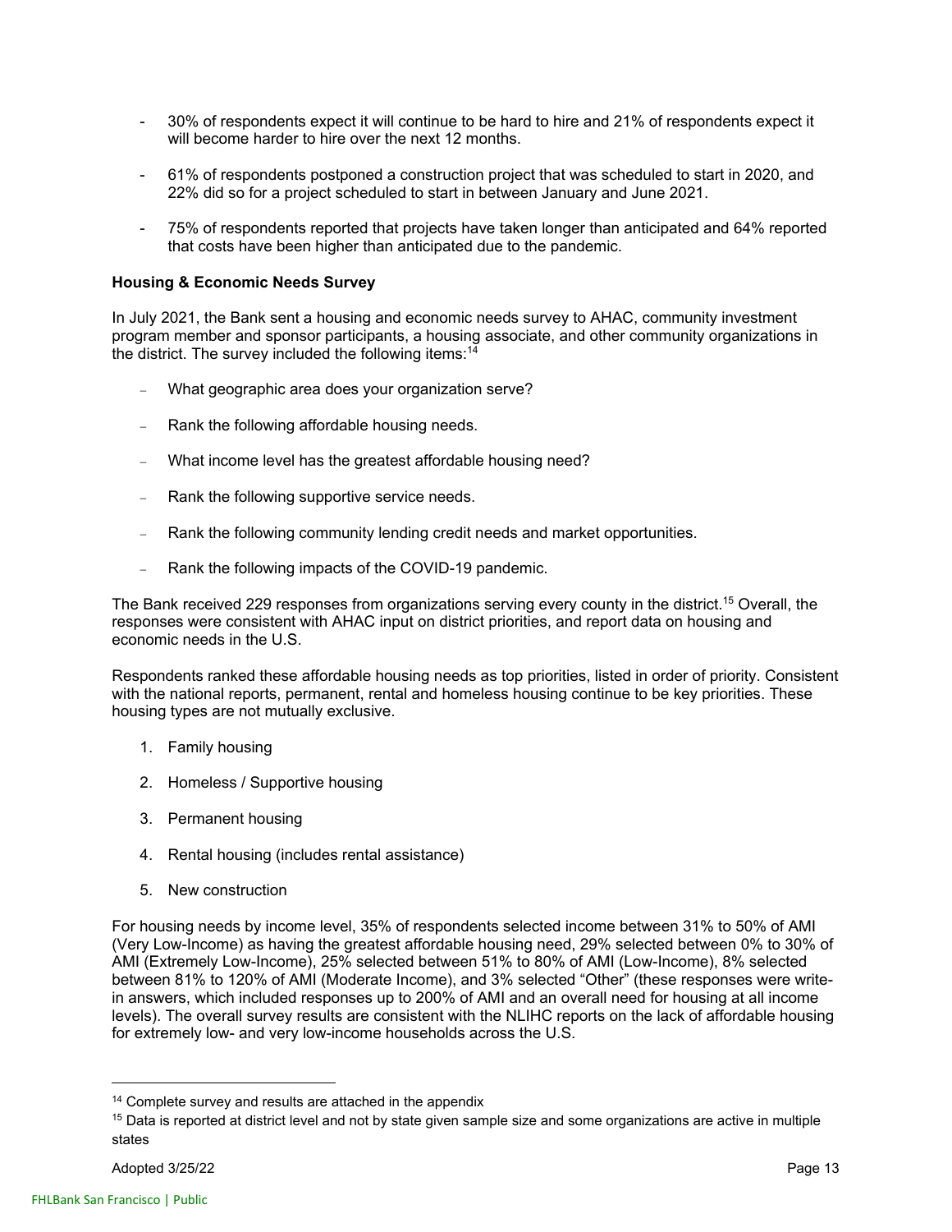- 30% of respondents expect it will continue to be hard to hire and 21% of respondents expect it will become harder to hire over the next 12 months.

- 61% of respondents postponed a construction project that was scheduled to start in 2020, and 22% did so for a project scheduled to start in between January and June 2021.

- 75% of respondents reported that projects have taken longer than anticipated and 64% reported that costs have been higher than anticipated due to the pandemic.

**Housing & Economic Needs Survey**

In July 2021, the Bank sent a housing and economic needs survey to AHAC, community investment program member and sponsor participants, a housing associate, and other community organizations in the district. The survey included the following items:[14]

- What geographic area does your organization serve?
- Rank the following affordable housing needs.
- What income level has the greatest affordable housing need?
- Rank the following supportive service needs.
- Rank the following community lending credit needs and market opportunities.
- Rank the following impacts of the COVID-19 pandemic.

The Bank received 229 responses from organizations serving every county in the district.[15] Overall, the responses were consistent with AHAC input on district priorities, and report data on housing and economic needs in the U.S.

Respondents ranked these affordable housing needs as top priorities, listed in order of priority. Consistent with the national reports, permanent, rental and homeless housing continue to be key priorities. These housing types are not mutually exclusive.

1. Family housing
2. Homeless / Supportive housing
3. Permanent housing
4. Rental housing (includes rental assistance)
5. New construction

For housing needs by income level, 35% of respondents selected income between 31% to 50% of AMI (Very Low-Income) as having the greatest affordable housing need, 29% selected between 0% to 30% of AMI (Extremely Low-Income), 25% selected between 51% to 80% of AMI (Low-Income), 8% selected between 81% to 120% of AMI (Moderate Income), and 3% selected "Other" (these responses were write-in answers, which included responses up to 200% of AMI and an overall need for housing at all income levels). The overall survey results are consistent with the NLIHC reports on the lack of affordable housing for extremely low- and very low-income households across the U.S.

[14] Complete survey and results are attached in the appendix

[15] Data is reported at district level and not by state given sample size and some organizations are active in multiple states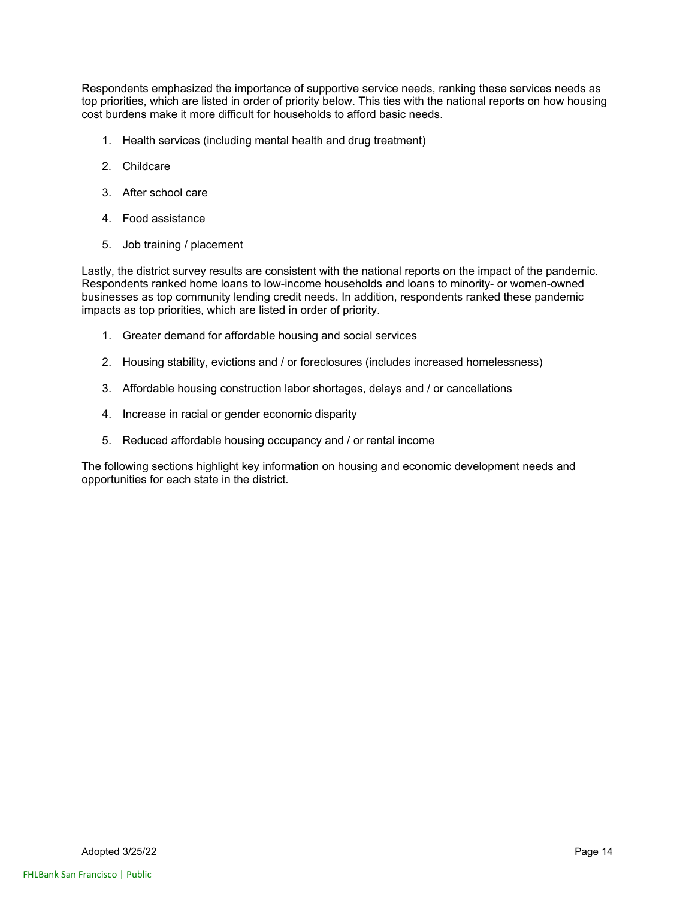Respondents emphasized the importance of supportive service needs, ranking these services needs as top priorities, which are listed in order of priority below. This ties with the national reports on how housing cost burdens make it more difficult for households to afford basic needs.

1. Health services (including mental health and drug treatment)
2. Childcare
3. After school care
4. Food assistance
5. Job training / placement

Lastly, the district survey results are consistent with the national reports on the impact of the pandemic. Respondents ranked home loans to low-income households and loans to minority- or women-owned businesses as top community lending credit needs. In addition, respondents ranked these pandemic impacts as top priorities, which are listed in order of priority.

1. Greater demand for affordable housing and social services
2. Housing stability, evictions and / or foreclosures (includes increased homelessness)
3. Affordable housing construction labor shortages, delays and / or cancellations
4. Increase in racial or gender economic disparity
5. Reduced affordable housing occupancy and / or rental income

The following sections highlight key information on housing and economic development needs and opportunities for each state in the district.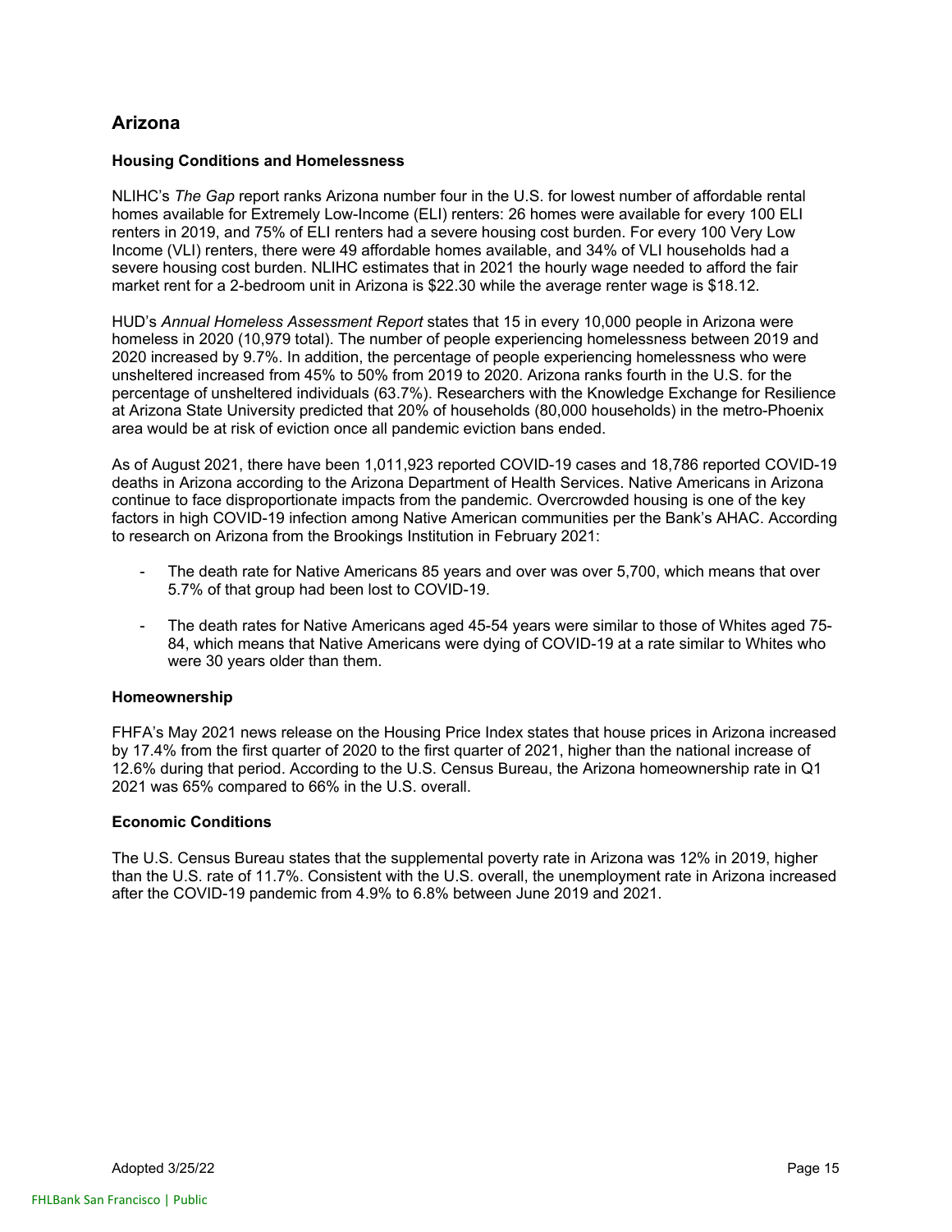## Arizona

### Housing Conditions and Homelessness

NLIHC's *The Gap* report ranks Arizona number four in the U.S. for lowest number of affordable rental homes available for Extremely Low-Income (ELI) renters: 26 homes were available for every 100 ELI renters in 2019, and 75% of ELI renters had a severe housing cost burden. For every 100 Very Low Income (VLI) renters, there were 49 affordable homes available, and 34% of VLI households had a severe housing cost burden. NLIHC estimates that in 2021 the hourly wage needed to afford the fair market rent for a 2-bedroom unit in Arizona is $22.30 while the average renter wage is $18.12.

HUD's *Annual Homeless Assessment Report* states that 15 in every 10,000 people in Arizona were homeless in 2020 (10,979 total). The number of people experiencing homelessness between 2019 and 2020 increased by 9.7%. In addition, the percentage of people experiencing homelessness who were unsheltered increased from 45% to 50% from 2019 to 2020. Arizona ranks fourth in the U.S. for the percentage of unsheltered individuals (63.7%). Researchers with the Knowledge Exchange for Resilience at Arizona State University predicted that 20% of households (80,000 households) in the metro-Phoenix area would be at risk of eviction once all pandemic eviction bans ended.

As of August 2021, there have been 1,011,923 reported COVID-19 cases and 18,786 reported COVID-19 deaths in Arizona according to the Arizona Department of Health Services. Native Americans in Arizona continue to face disproportionate impacts from the pandemic. Overcrowded housing is one of the key factors in high COVID-19 infection among Native American communities per the Bank's AHAC. According to research on Arizona from the Brookings Institution in February 2021:

- The death rate for Native Americans 85 years and over was over 5,700, which means that over 5.7% of that group had been lost to COVID-19.
- The death rates for Native Americans aged 45-54 years were similar to those of Whites aged 75-84, which means that Native Americans were dying of COVID-19 at a rate similar to Whites who were 30 years older than them.

### Homeownership

FHFA's May 2021 news release on the Housing Price Index states that house prices in Arizona increased by 17.4% from the first quarter of 2020 to the first quarter of 2021, higher than the national increase of 12.6% during that period. According to the U.S. Census Bureau, the Arizona homeownership rate in Q1 2021 was 65% compared to 66% in the U.S. overall.

### Economic Conditions

The U.S. Census Bureau states that the supplemental poverty rate in Arizona was 12% in 2019, higher than the U.S. rate of 11.7%. Consistent with the U.S. overall, the unemployment rate in Arizona increased after the COVID-19 pandemic from 4.9% to 6.8% between June 2019 and 2021.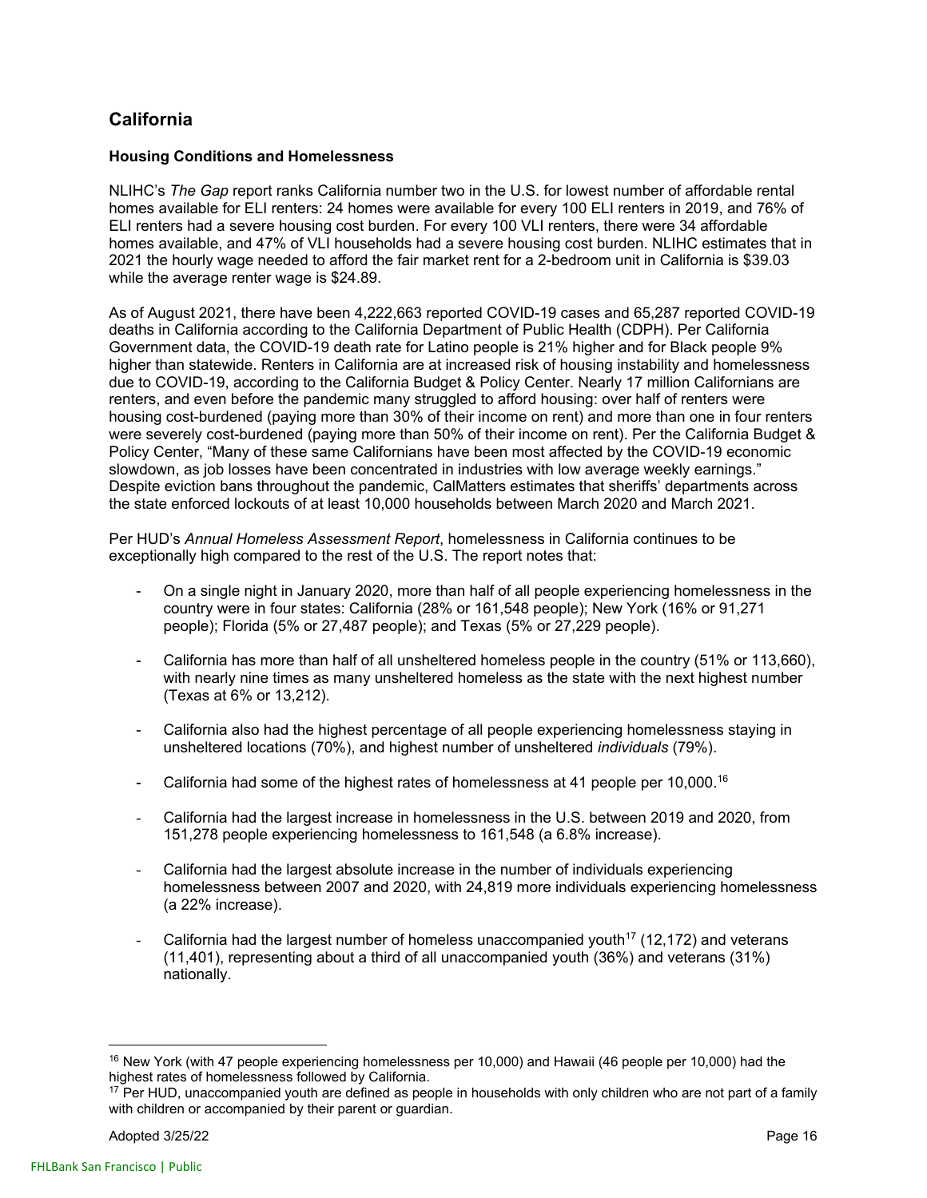## California

### Housing Conditions and Homelessness

NLIHC's *The Gap* report ranks California number two in the U.S. for lowest number of affordable rental homes available for ELI renters: 24 homes were available for every 100 ELI renters in 2019, and 76% of ELI renters had a severe housing cost burden. For every 100 VLI renters, there were 34 affordable homes available, and 47% of VLI households had a severe housing cost burden. NLIHC estimates that in 2021 the hourly wage needed to afford the fair market rent for a 2-bedroom unit in California is $39.03 while the average renter wage is $24.89.

As of August 2021, there have been 4,222,663 reported COVID-19 cases and 65,287 reported COVID-19 deaths in California according to the California Department of Public Health (CDPH). Per California Government data, the COVID-19 death rate for Latino people is 21% higher and for Black people 9% higher than statewide. Renters in California are at increased risk of housing instability and homelessness due to COVID-19, according to the California Budget & Policy Center. Nearly 17 million Californians are renters, and even before the pandemic many struggled to afford housing: over half of renters were housing cost-burdened (paying more than 30% of their income on rent) and more than one in four renters were severely cost-burdened (paying more than 50% of their income on rent). Per the California Budget & Policy Center, "Many of these same Californians have been most affected by the COVID-19 economic slowdown, as job losses have been concentrated in industries with low average weekly earnings." Despite eviction bans throughout the pandemic, CalMatters estimates that sheriffs' departments across the state enforced lockouts of at least 10,000 households between March 2020 and March 2021.

Per HUD's *Annual Homeless Assessment Report*, homelessness in California continues to be exceptionally high compared to the rest of the U.S. The report notes that:

- On a single night in January 2020, more than half of all people experiencing homelessness in the country were in four states: California (28% or 161,548 people); New York (16% or 91,271 people); Florida (5% or 27,487 people); and Texas (5% or 27,229 people).
- California has more than half of all unsheltered homeless people in the country (51% or 113,660), with nearly nine times as many unsheltered homeless as the state with the next highest number (Texas at 6% or 13,212).
- California also had the highest percentage of all people experiencing homelessness staying in unsheltered locations (70%), and highest number of unsheltered *individuals* (79%).
- California had some of the highest rates of homelessness at 41 people per 10,000.[16]
- California had the largest increase in homelessness in the U.S. between 2019 and 2020, from 151,278 people experiencing homelessness to 161,548 (a 6.8% increase).
- California had the largest absolute increase in the number of individuals experiencing homelessness between 2007 and 2020, with 24,819 more individuals experiencing homelessness (a 22% increase).
- California had the largest number of homeless unaccompanied youth[17] (12,172) and veterans (11,401), representing about a third of all unaccompanied youth (36%) and veterans (31%) nationally.

---

[16] New York (with 47 people experiencing homelessness per 10,000) and Hawaii (46 people per 10,000) had the highest rates of homelessness followed by California.

[17] Per HUD, unaccompanied youth are defined as people in households with only children who are not part of a family with children or accompanied by their parent or guardian.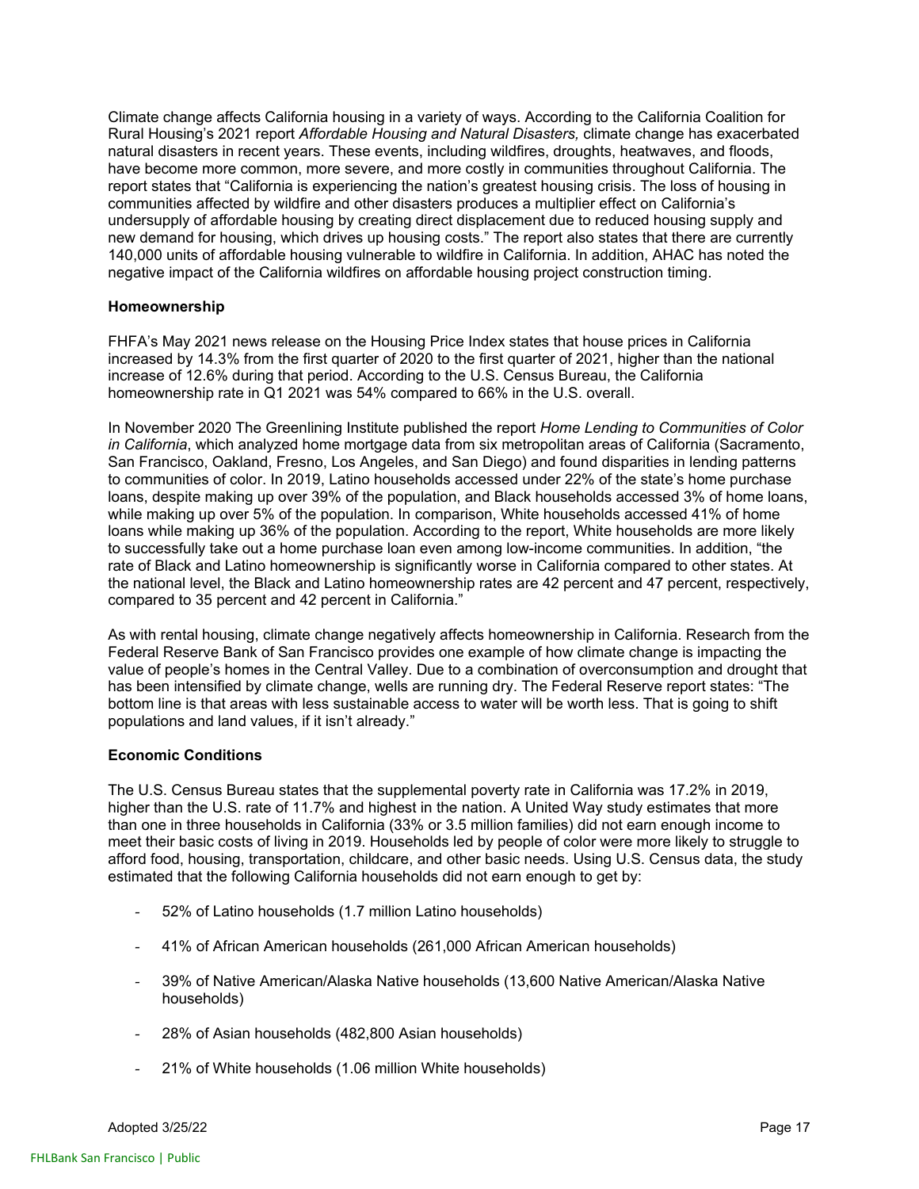Climate change affects California housing in a variety of ways. According to the California Coalition for Rural Housing's 2021 report *Affordable Housing and Natural Disasters,* climate change has exacerbated natural disasters in recent years. These events, including wildfires, droughts, heatwaves, and floods, have become more common, more severe, and more costly in communities throughout California. The report states that "California is experiencing the nation's greatest housing crisis. The loss of housing in communities affected by wildfire and other disasters produces a multiplier effect on California's undersupply of affordable housing by creating direct displacement due to reduced housing supply and new demand for housing, which drives up housing costs." The report also states that there are currently 140,000 units of affordable housing vulnerable to wildfire in California. In addition, AHAC has noted the negative impact of the California wildfires on affordable housing project construction timing.

**Homeownership**

FHFA's May 2021 news release on the Housing Price Index states that house prices in California increased by 14.3% from the first quarter of 2020 to the first quarter of 2021, higher than the national increase of 12.6% during that period. According to the U.S. Census Bureau, the California homeownership rate in Q1 2021 was 54% compared to 66% in the U.S. overall.

In November 2020 The Greenlining Institute published the report *Home Lending to Communities of Color in California*, which analyzed home mortgage data from six metropolitan areas of California (Sacramento, San Francisco, Oakland, Fresno, Los Angeles, and San Diego) and found disparities in lending patterns to communities of color. In 2019, Latino households accessed under 22% of the state's home purchase loans, despite making up over 39% of the population, and Black households accessed 3% of home loans, while making up over 5% of the population. In comparison, White households accessed 41% of home loans while making up 36% of the population. According to the report, White households are more likely to successfully take out a home purchase loan even among low-income communities. In addition, "the rate of Black and Latino homeownership is significantly worse in California compared to other states. At the national level, the Black and Latino homeownership rates are 42 percent and 47 percent, respectively, compared to 35 percent and 42 percent in California."

As with rental housing, climate change negatively affects homeownership in California. Research from the Federal Reserve Bank of San Francisco provides one example of how climate change is impacting the value of people's homes in the Central Valley. Due to a combination of overconsumption and drought that has been intensified by climate change, wells are running dry. The Federal Reserve report states: "The bottom line is that areas with less sustainable access to water will be worth less. That is going to shift populations and land values, if it isn't already."

**Economic Conditions**

The U.S. Census Bureau states that the supplemental poverty rate in California was 17.2% in 2019, higher than the U.S. rate of 11.7% and highest in the nation. A United Way study estimates that more than one in three households in California (33% or 3.5 million families) did not earn enough income to meet their basic costs of living in 2019. Households led by people of color were more likely to struggle to afford food, housing, transportation, childcare, and other basic needs. Using U.S. Census data, the study estimated that the following California households did not earn enough to get by:

- 52% of Latino households (1.7 million Latino households)
- 41% of African American households (261,000 African American households)
- 39% of Native American/Alaska Native households (13,600 Native American/Alaska Native households)
- 28% of Asian households (482,800 Asian households)
- 21% of White households (1.06 million White households)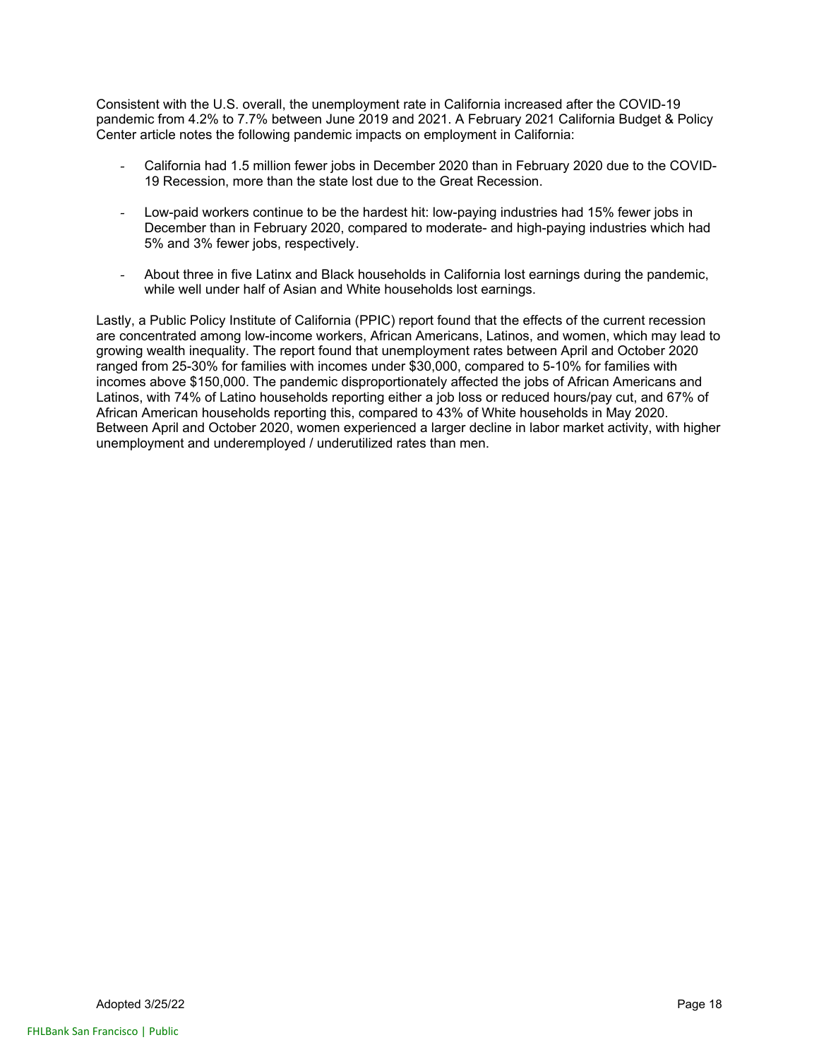Consistent with the U.S. overall, the unemployment rate in California increased after the COVID-19 pandemic from 4.2% to 7.7% between June 2019 and 2021. A February 2021 California Budget & Policy Center article notes the following pandemic impacts on employment in California:

- California had 1.5 million fewer jobs in December 2020 than in February 2020 due to the COVID-19 Recession, more than the state lost due to the Great Recession.
- Low-paid workers continue to be the hardest hit: low-paying industries had 15% fewer jobs in December than in February 2020, compared to moderate- and high-paying industries which had 5% and 3% fewer jobs, respectively.
- About three in five Latinx and Black households in California lost earnings during the pandemic, while well under half of Asian and White households lost earnings.

Lastly, a Public Policy Institute of California (PPIC) report found that the effects of the current recession are concentrated among low-income workers, African Americans, Latinos, and women, which may lead to growing wealth inequality. The report found that unemployment rates between April and October 2020 ranged from 25-30% for families with incomes under $30,000, compared to 5-10% for families with incomes above $150,000. The pandemic disproportionately affected the jobs of African Americans and Latinos, with 74% of Latino households reporting either a job loss or reduced hours/pay cut, and 67% of African American households reporting this, compared to 43% of White households in May 2020. Between April and October 2020, women experienced a larger decline in labor market activity, with higher unemployment and underemployed / underutilized rates than men.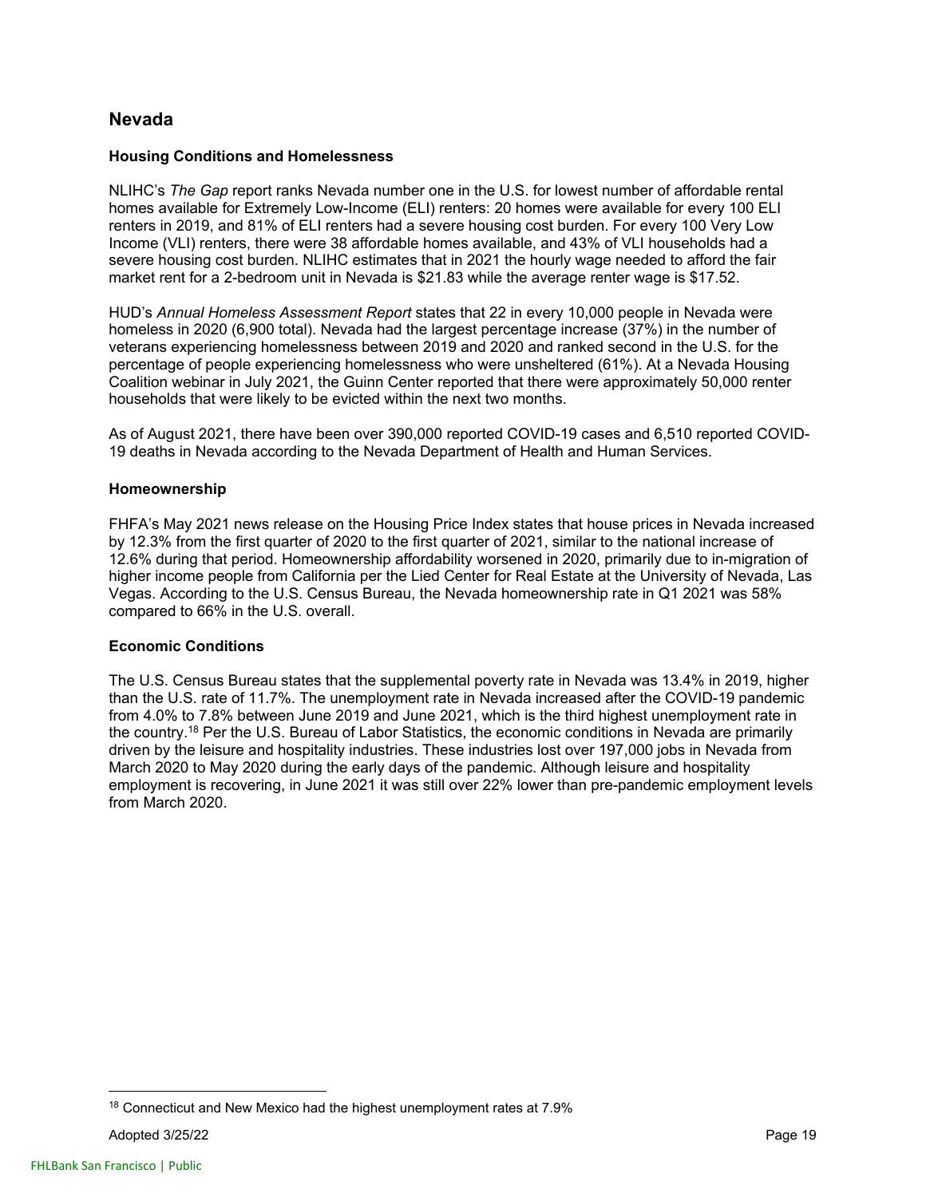## Nevada

### Housing Conditions and Homelessness

NLIHC's *The Gap* report ranks Nevada number one in the U.S. for lowest number of affordable rental homes available for Extremely Low-Income (ELI) renters: 20 homes were available for every 100 ELI renters in 2019, and 81% of ELI renters had a severe housing cost burden. For every 100 Very Low Income (VLI) renters, there were 38 affordable homes available, and 43% of VLI households had a severe housing cost burden. NLIHC estimates that in 2021 the hourly wage needed to afford the fair market rent for a 2-bedroom unit in Nevada is $21.83 while the average renter wage is $17.52.

HUD's *Annual Homeless Assessment Report* states that 22 in every 10,000 people in Nevada were homeless in 2020 (6,900 total). Nevada had the largest percentage increase (37%) in the number of veterans experiencing homelessness between 2019 and 2020 and ranked second in the U.S. for the percentage of people experiencing homelessness who were unsheltered (61%). At a Nevada Housing Coalition webinar in July 2021, the Guinn Center reported that there were approximately 50,000 renter households that were likely to be evicted within the next two months.

As of August 2021, there have been over 390,000 reported COVID-19 cases and 6,510 reported COVID-19 deaths in Nevada according to the Nevada Department of Health and Human Services.

### Homeownership

FHFA's May 2021 news release on the Housing Price Index states that house prices in Nevada increased by 12.3% from the first quarter of 2020 to the first quarter of 2021, similar to the national increase of 12.6% during that period. Homeownership affordability worsened in 2020, primarily due to in-migration of higher income people from California per the Lied Center for Real Estate at the University of Nevada, Las Vegas. According to the U.S. Census Bureau, the Nevada homeownership rate in Q1 2021 was 58% compared to 66% in the U.S. overall.

### Economic Conditions

The U.S. Census Bureau states that the supplemental poverty rate in Nevada was 13.4% in 2019, higher than the U.S. rate of 11.7%. The unemployment rate in Nevada increased after the COVID-19 pandemic from 4.0% to 7.8% between June 2019 and June 2021, which is the third highest unemployment rate in the country.[18] Per the U.S. Bureau of Labor Statistics, the economic conditions in Nevada are primarily driven by the leisure and hospitality industries. These industries lost over 197,000 jobs in Nevada from March 2020 to May 2020 during the early days of the pandemic. Although leisure and hospitality employment is recovering, in June 2021 it was still over 22% lower than pre-pandemic employment levels from March 2020.

[18] Connecticut and New Mexico had the highest unemployment rates at 7.9%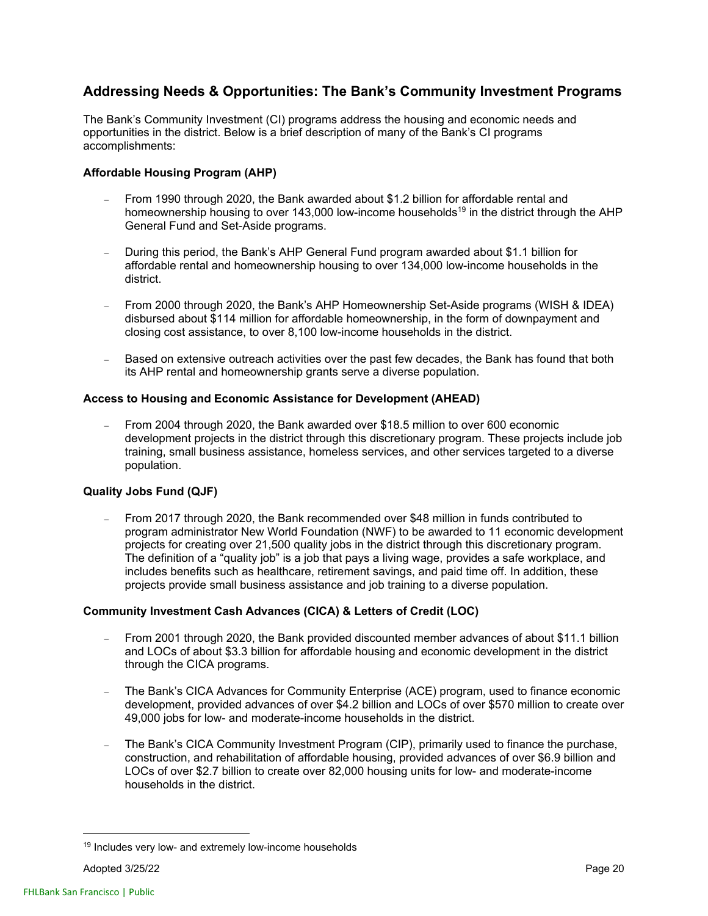## Addressing Needs & Opportunities: The Bank's Community Investment Programs

The Bank's Community Investment (CI) programs address the housing and economic needs and opportunities in the district. Below is a brief description of many of the Bank's CI programs accomplishments:

### Affordable Housing Program (AHP)

- From 1990 through 2020, the Bank awarded about $1.2 billion for affordable rental and homeownership housing to over 143,000 low-income households[19] in the district through the AHP General Fund and Set-Aside programs.
- During this period, the Bank's AHP General Fund program awarded about $1.1 billion for affordable rental and homeownership housing to over 134,000 low-income households in the district.
- From 2000 through 2020, the Bank's AHP Homeownership Set-Aside programs (WISH & IDEA) disbursed about $114 million for affordable homeownership, in the form of downpayment and closing cost assistance, to over 8,100 low-income households in the district.
- Based on extensive outreach activities over the past few decades, the Bank has found that both its AHP rental and homeownership grants serve a diverse population.

### Access to Housing and Economic Assistance for Development (AHEAD)

- From 2004 through 2020, the Bank awarded over $18.5 million to over 600 economic development projects in the district through this discretionary program. These projects include job training, small business assistance, homeless services, and other services targeted to a diverse population.

### Quality Jobs Fund (QJF)

- From 2017 through 2020, the Bank recommended over $48 million in funds contributed to program administrator New World Foundation (NWF) to be awarded to 11 economic development projects for creating over 21,500 quality jobs in the district through this discretionary program. The definition of a "quality job" is a job that pays a living wage, provides a safe workplace, and includes benefits such as healthcare, retirement savings, and paid time off. In addition, these projects provide small business assistance and job training to a diverse population.

### Community Investment Cash Advances (CICA) & Letters of Credit (LOC)

- From 2001 through 2020, the Bank provided discounted member advances of about $11.1 billion and LOCs of about $3.3 billion for affordable housing and economic development in the district through the CICA programs.
- The Bank's CICA Advances for Community Enterprise (ACE) program, used to finance economic development, provided advances of over $4.2 billion and LOCs of over $570 million to create over 49,000 jobs for low- and moderate-income households in the district.
- The Bank's CICA Community Investment Program (CIP), primarily used to finance the purchase, construction, and rehabilitation of affordable housing, provided advances of over $6.9 billion and LOCs of over $2.7 billion to create over 82,000 housing units for low- and moderate-income households in the district.

---

[19] Includes very low- and extremely low-income households

Adopted 3/25/22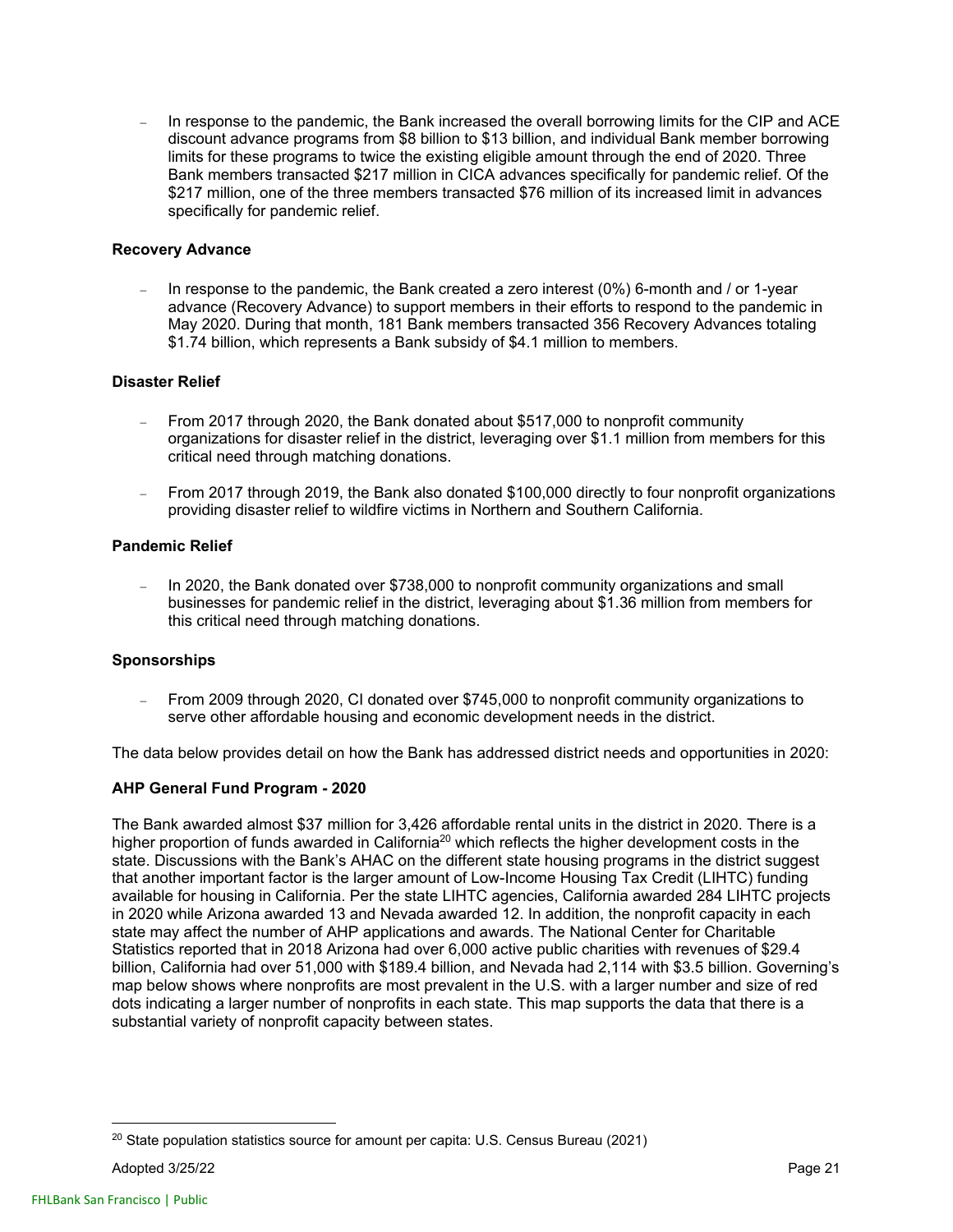- In response to the pandemic, the Bank increased the overall borrowing limits for the CIP and ACE discount advance programs from $8 billion to $13 billion, and individual Bank member borrowing limits for these programs to twice the existing eligible amount through the end of 2020. Three Bank members transacted $217 million in CICA advances specifically for pandemic relief. Of the $217 million, one of the three members transacted $76 million of its increased limit in advances specifically for pandemic relief.

**Recovery Advance**

- In response to the pandemic, the Bank created a zero interest (0%) 6-month and / or 1-year advance (Recovery Advance) to support members in their efforts to respond to the pandemic in May 2020. During that month, 181 Bank members transacted 356 Recovery Advances totaling $1.74 billion, which represents a Bank subsidy of $4.1 million to members.

**Disaster Relief**

- From 2017 through 2020, the Bank donated about $517,000 to nonprofit community organizations for disaster relief in the district, leveraging over $1.1 million from members for this critical need through matching donations.

- From 2017 through 2019, the Bank also donated $100,000 directly to four nonprofit organizations providing disaster relief to wildfire victims in Northern and Southern California.

**Pandemic Relief**

- In 2020, the Bank donated over $738,000 to nonprofit community organizations and small businesses for pandemic relief in the district, leveraging about $1.36 million from members for this critical need through matching donations.

**Sponsorships**

- From 2009 through 2020, CI donated over $745,000 to nonprofit community organizations to serve other affordable housing and economic development needs in the district.

The data below provides detail on how the Bank has addressed district needs and opportunities in 2020:

**AHP General Fund Program - 2020**

The Bank awarded almost $37 million for 3,426 affordable rental units in the district in 2020. There is a higher proportion of funds awarded in California[20] which reflects the higher development costs in the state. Discussions with the Bank's AHAC on the different state housing programs in the district suggest that another important factor is the larger amount of Low-Income Housing Tax Credit (LIHTC) funding available for housing in California. Per the state LIHTC agencies, California awarded 284 LIHTC projects in 2020 while Arizona awarded 13 and Nevada awarded 12. In addition, the nonprofit capacity in each state may affect the number of AHP applications and awards. The National Center for Charitable Statistics reported that in 2018 Arizona had over 6,000 active public charities with revenues of $29.4 billion, California had over 51,000 with $189.4 billion, and Nevada had 2,114 with $3.5 billion. Governing's map below shows where nonprofits are most prevalent in the U.S. with a larger number and size of red dots indicating a larger number of nonprofits in each state. This map supports the data that there is a substantial variety of nonprofit capacity between states.

[20] State population statistics source for amount per capita: U.S. Census Bureau (2021)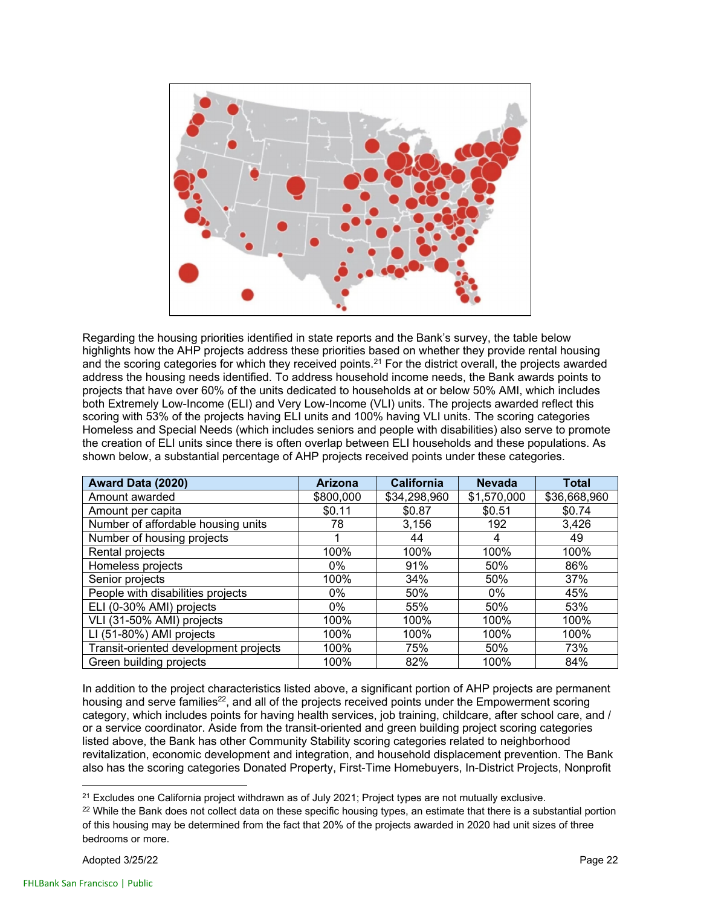Regarding the housing priorities identified in state reports and the Bank's survey, the table below highlights how the AHP projects address these priorities based on whether they provide rental housing and the scoring categories for which they received points.[21] For the district overall, the projects awarded address the housing needs identified. To address household income needs, the Bank awards points to projects that have over 60% of the units dedicated to households at or below 50% AMI, which includes both Extremely Low-Income (ELI) and Very Low-Income (VLI) units. The projects awarded reflect this scoring with 53% of the projects having ELI units and 100% having VLI units. The scoring categories Homeless and Special Needs (which includes seniors and people with disabilities) also serve to promote the creation of ELI units since there is often overlap between ELI households and these populations. As shown below, a substantial percentage of AHP projects received points under these categories.

| Award Data (2020) | Arizona | California | Nevada | Total |
|---|---|---|---|---|
| Amount awarded | $800,000 | $34,298,960 | $1,570,000 | $36,668,960 |
| Amount per capita | $0.11 | $0.87 | $0.51 | $0.74 |
| Number of affordable housing units | 78 | 3,156 | 192 | 3,426 |
| Number of housing projects | 1 | 44 | 4 | 49 |
| Rental projects | 100% | 100% | 100% | 100% |
| Homeless projects | 0% | 91% | 50% | 86% |
| Senior projects | 100% | 34% | 50% | 37% |
| People with disabilities projects | 0% | 50% | 0% | 45% |
| ELI (0-30% AMI) projects | 0% | 55% | 50% | 53% |
| VLI (31-50% AMI) projects | 100% | 100% | 100% | 100% |
| LI (51-80%) AMI projects | 100% | 100% | 100% | 100% |
| Transit-oriented development projects | 100% | 75% | 50% | 73% |
| Green building projects | 100% | 82% | 100% | 84% |

In addition to the project characteristics listed above, a significant portion of AHP projects are permanent housing and serve families[22], and all of the projects received points under the Empowerment scoring category, which includes points for having health services, job training, childcare, after school care, and / or a service coordinator. Aside from the transit-oriented and green building project scoring categories listed above, the Bank has other Community Stability scoring categories related to neighborhood revitalization, economic development and integration, and household displacement prevention. The Bank also has the scoring categories Donated Property, First-Time Homebuyers, In-District Projects, Nonprofit

[21] Excludes one California project withdrawn as of July 2021; Project types are not mutually exclusive.

[22] While the Bank does not collect data on these specific housing types, an estimate that there is a substantial portion of this housing may be determined from the fact that 20% of the projects awarded in 2020 had unit sizes of three bedrooms or more.

Adopted 3/25/22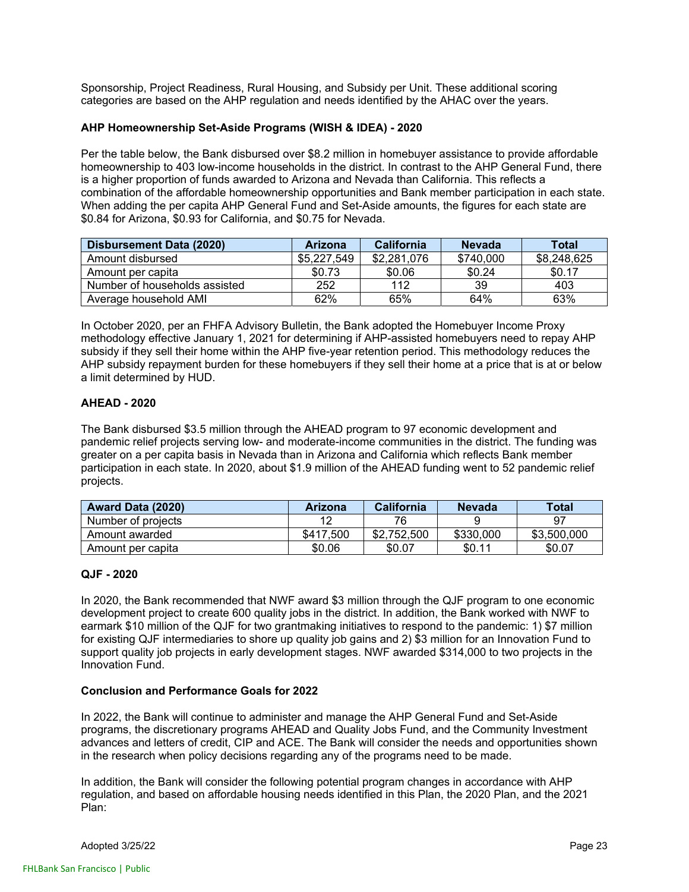Sponsorship, Project Readiness, Rural Housing, and Subsidy per Unit. These additional scoring categories are based on the AHP regulation and needs identified by the AHAC over the years.

**AHP Homeownership Set-Aside Programs (WISH & IDEA) - 2020**

Per the table below, the Bank disbursed over $8.2 million in homebuyer assistance to provide affordable homeownership to 403 low-income households in the district. In contrast to the AHP General Fund, there is a higher proportion of funds awarded to Arizona and Nevada than California. This reflects a combination of the affordable homeownership opportunities and Bank member participation in each state. When adding the per capita AHP General Fund and Set-Aside amounts, the figures for each state are $0.84 for Arizona, $0.93 for California, and $0.75 for Nevada.

| Disbursement Data (2020) | Arizona | California | Nevada | Total |
|---|---|---|---|---|
| Amount disbursed | $5,227,549 | $2,281,076 | $740,000 | $8,248,625 |
| Amount per capita | $0.73 | $0.06 | $0.24 | $0.17 |
| Number of households assisted | 252 | 112 | 39 | 403 |
| Average household AMI | 62% | 65% | 64% | 63% |

In October 2020, per an FHFA Advisory Bulletin, the Bank adopted the Homebuyer Income Proxy methodology effective January 1, 2021 for determining if AHP-assisted homebuyers need to repay AHP subsidy if they sell their home within the AHP five-year retention period. This methodology reduces the AHP subsidy repayment burden for these homebuyers if they sell their home at a price that is at or below a limit determined by HUD.

**AHEAD - 2020**

The Bank disbursed $3.5 million through the AHEAD program to 97 economic development and pandemic relief projects serving low- and moderate-income communities in the district. The funding was greater on a per capita basis in Nevada than in Arizona and California which reflects Bank member participation in each state. In 2020, about $1.9 million of the AHEAD funding went to 52 pandemic relief projects.

| Award Data (2020) | Arizona | California | Nevada | Total |
|---|---|---|---|---|
| Number of projects | 12 | 76 | 9 | 97 |
| Amount awarded | $417,500 | $2,752,500 | $330,000 | $3,500,000 |
| Amount per capita | $0.06 | $0.07 | $0.11 | $0.07 |

**QJF - 2020**

In 2020, the Bank recommended that NWF award $3 million through the QJF program to one economic development project to create 600 quality jobs in the district. In addition, the Bank worked with NWF to earmark $10 million of the QJF for two grantmaking initiatives to respond to the pandemic: 1) $7 million for existing QJF intermediaries to shore up quality job gains and 2) $3 million for an Innovation Fund to support quality job projects in early development stages. NWF awarded $314,000 to two projects in the Innovation Fund.

**Conclusion and Performance Goals for 2022**

In 2022, the Bank will continue to administer and manage the AHP General Fund and Set-Aside programs, the discretionary programs AHEAD and Quality Jobs Fund, and the Community Investment advances and letters of credit, CIP and ACE. The Bank will consider the needs and opportunities shown in the research when policy decisions regarding any of the programs need to be made.

In addition, the Bank will consider the following potential program changes in accordance with AHP regulation, and based on affordable housing needs identified in this Plan, the 2020 Plan, and the 2021 Plan: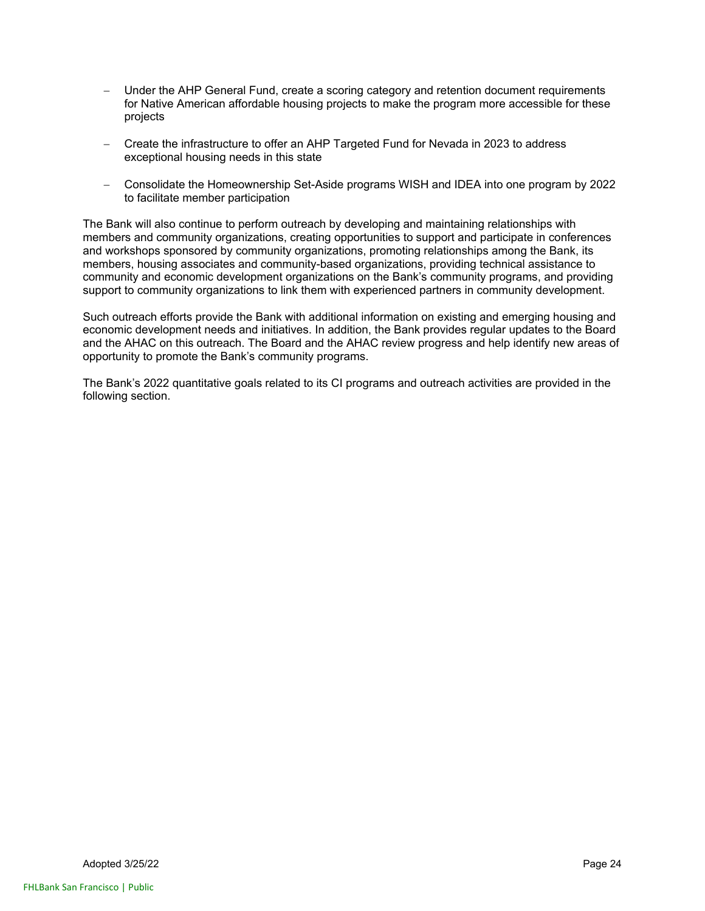- Under the AHP General Fund, create a scoring category and retention document requirements for Native American affordable housing projects to make the program more accessible for these projects

- Create the infrastructure to offer an AHP Targeted Fund for Nevada in 2023 to address exceptional housing needs in this state

- Consolidate the Homeownership Set-Aside programs WISH and IDEA into one program by 2022 to facilitate member participation

The Bank will also continue to perform outreach by developing and maintaining relationships with members and community organizations, creating opportunities to support and participate in conferences and workshops sponsored by community organizations, promoting relationships among the Bank, its members, housing associates and community-based organizations, providing technical assistance to community and economic development organizations on the Bank's community programs, and providing support to community organizations to link them with experienced partners in community development.

Such outreach efforts provide the Bank with additional information on existing and emerging housing and economic development needs and initiatives. In addition, the Bank provides regular updates to the Board and the AHAC on this outreach. The Board and the AHAC review progress and help identify new areas of opportunity to promote the Bank's community programs.

The Bank's 2022 quantitative goals related to its CI programs and outreach activities are provided in the following section.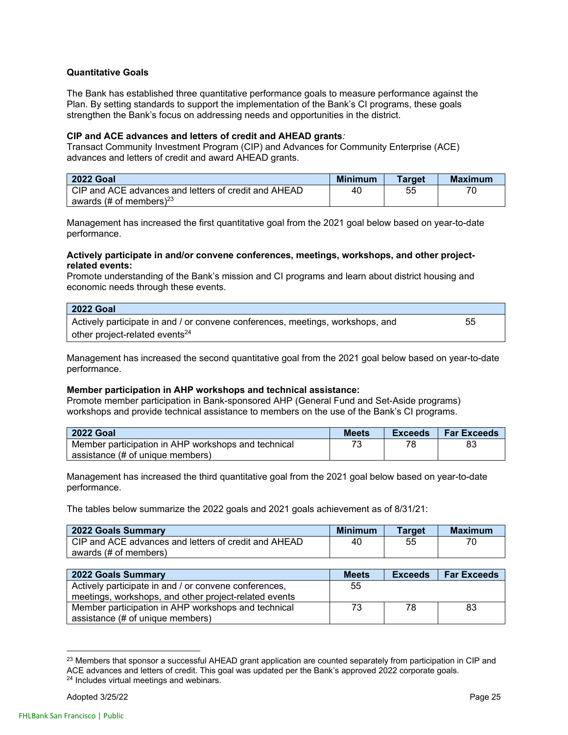**Quantitative Goals**

The Bank has established three quantitative performance goals to measure performance against the Plan. By setting standards to support the implementation of the Bank's CI programs, these goals strengthen the Bank's focus on addressing needs and opportunities in the district.

**CIP and ACE advances and letters of credit and AHEAD grants***:*
Transact Community Investment Program (CIP) and Advances for Community Enterprise (ACE) advances and letters of credit and award AHEAD grants.

| 2022 Goal | Minimum | Target | Maximum |
|---|---|---|---|
| CIP and ACE advances and letters of credit and AHEAD awards (# of members)[23] | 40 | 55 | 70 |

Management has increased the first quantitative goal from the 2021 goal below based on year-to-date performance.

**Actively participate in and/or convene conferences, meetings, workshops, and other project-related events:**
Promote understanding of the Bank's mission and CI programs and learn about district housing and economic needs through these events.

| 2022 Goal | |
|---|---|
| Actively participate in and / or convene conferences, meetings, workshops, and other project-related events[24] | 55 |

Management has increased the second quantitative goal from the 2021 goal below based on year-to-date performance.

**Member participation in AHP workshops and technical assistance:**
Promote member participation in Bank-sponsored AHP (General Fund and Set-Aside programs) workshops and provide technical assistance to members on the use of the Bank's CI programs.

| 2022 Goal | Meets | Exceeds | Far Exceeds |
|---|---|---|---|
| Member participation in AHP workshops and technical assistance (# of unique members) | 73 | 78 | 83 |

Management has increased the third quantitative goal from the 2021 goal below based on year-to-date performance.

The tables below summarize the 2022 goals and 2021 goals achievement as of 8/31/21:

| 2022 Goals Summary | Minimum | Target | Maximum |
|---|---|---|---|
| CIP and ACE advances and letters of credit and AHEAD awards (# of members) | 40 | 55 | 70 |

| 2022 Goals Summary | Meets | Exceeds | Far Exceeds |
|---|---|---|---|
| Actively participate in and / or convene conferences, meetings, workshops, and other project-related events | 55 | | |
| Member participation in AHP workshops and technical assistance (# of unique members) | 73 | 78 | 83 |

[23] Members that sponsor a successful AHEAD grant application are counted separately from participation in CIP and ACE advances and letters of credit. This goal was updated per the Bank's approved 2022 corporate goals.
[24] Includes virtual meetings and webinars.

Adopted 3/25/22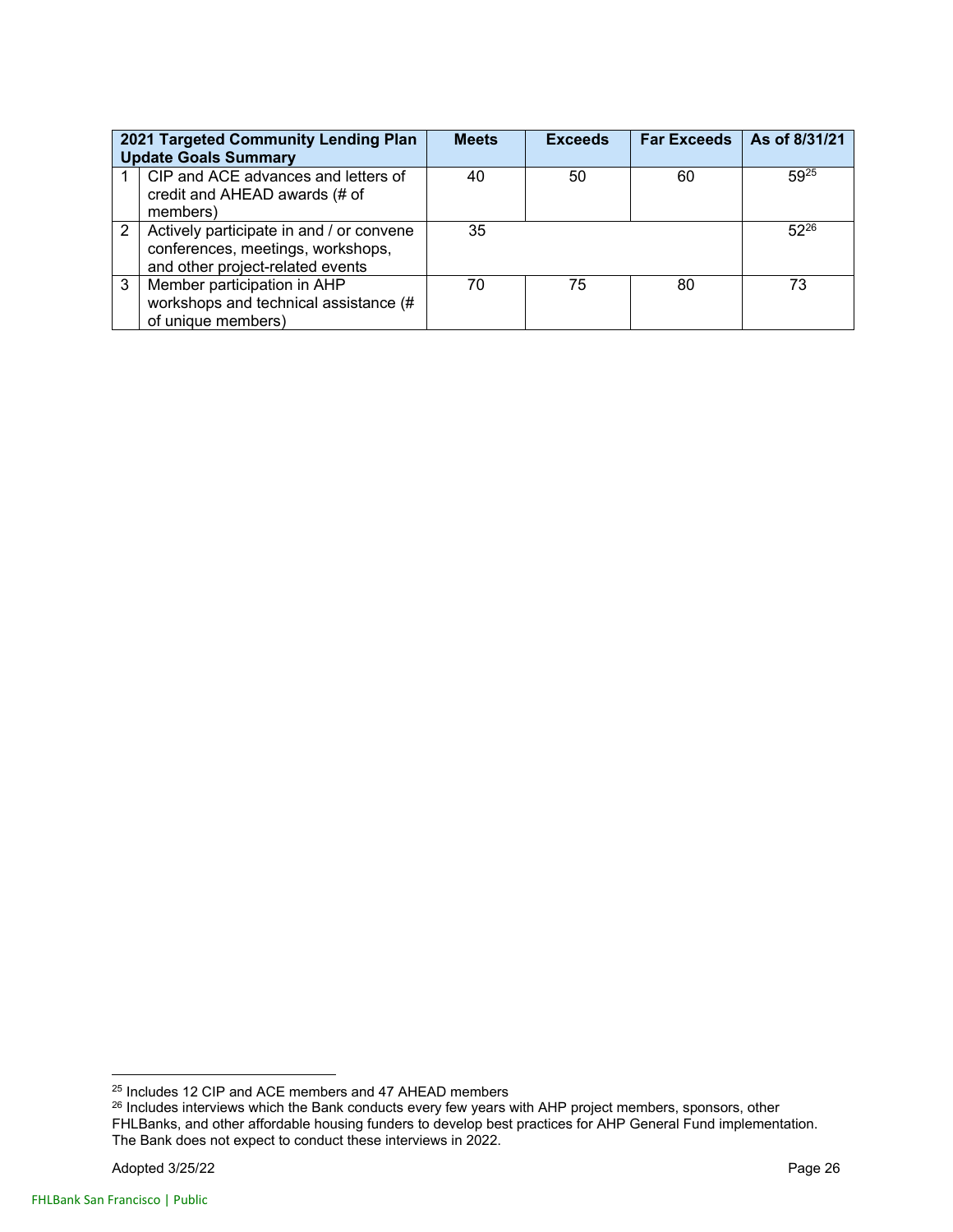| | 2021 Targeted Community Lending Plan Update Goals Summary | Meets | Exceeds | Far Exceeds | As of 8/31/21 |
|---|---|---|---|---|---|
| 1 | CIP and ACE advances and letters of credit and AHEAD awards (# of members) | 40 | 50 | 60 | 59[25] |
| 2 | Actively participate in and / or convene conferences, meetings, workshops, and other project-related events | 35 | | | 52[26] |
| 3 | Member participation in AHP workshops and technical assistance (# of unique members) | 70 | 75 | 80 | 73 |

---

[25] Includes 12 CIP and ACE members and 47 AHEAD members

[26] Includes interviews which the Bank conducts every few years with AHP project members, sponsors, other FHLBanks, and other affordable housing funders to develop best practices for AHP General Fund implementation. The Bank does not expect to conduct these interviews in 2022.

Adopted 3/25/22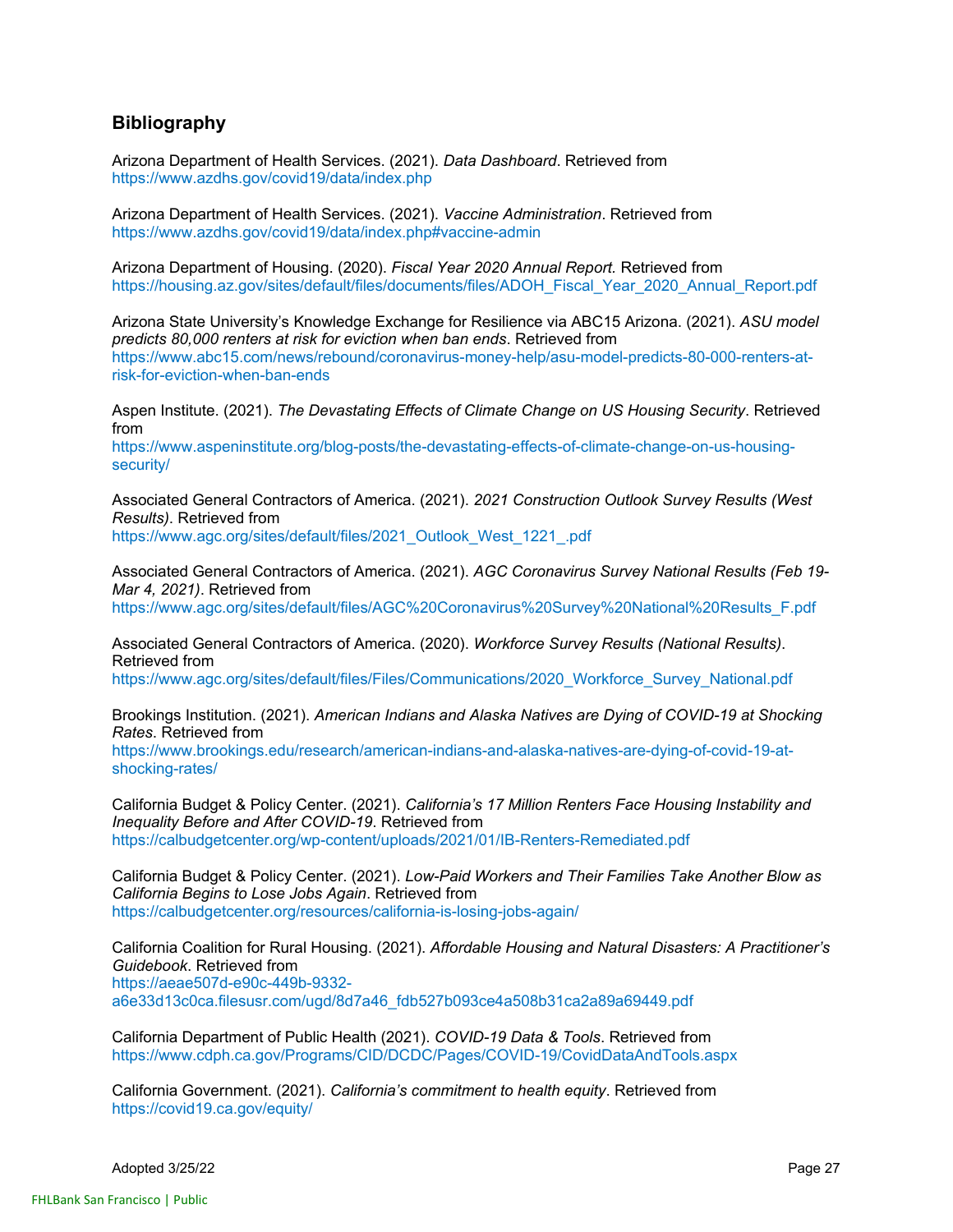## Bibliography

Arizona Department of Health Services. (2021). *Data Dashboard*. Retrieved from https://www.azdhs.gov/covid19/data/index.php

Arizona Department of Health Services. (2021). *Vaccine Administration*. Retrieved from https://www.azdhs.gov/covid19/data/index.php#vaccine-admin

Arizona Department of Housing. (2020). *Fiscal Year 2020 Annual Report.* Retrieved from https://housing.az.gov/sites/default/files/documents/files/ADOH_Fiscal_Year_2020_Annual_Report.pdf

Arizona State University's Knowledge Exchange for Resilience via ABC15 Arizona. (2021). *ASU model predicts 80,000 renters at risk for eviction when ban ends*. Retrieved from https://www.abc15.com/news/rebound/coronavirus-money-help/asu-model-predicts-80-000-renters-at-risk-for-eviction-when-ban-ends

Aspen Institute. (2021). *The Devastating Effects of Climate Change on US Housing Security*. Retrieved from https://www.aspeninstitute.org/blog-posts/the-devastating-effects-of-climate-change-on-us-housing-security/

Associated General Contractors of America. (2021). *2021 Construction Outlook Survey Results (West Results)*. Retrieved from https://www.agc.org/sites/default/files/2021_Outlook_West_1221_.pdf

Associated General Contractors of America. (2021). *AGC Coronavirus Survey National Results (Feb 19-Mar 4, 2021)*. Retrieved from https://www.agc.org/sites/default/files/AGC%20Coronavirus%20Survey%20National%20Results_F.pdf

Associated General Contractors of America. (2020). *Workforce Survey Results (National Results)*. Retrieved from https://www.agc.org/sites/default/files/Files/Communications/2020_Workforce_Survey_National.pdf

Brookings Institution. (2021). *American Indians and Alaska Natives are Dying of COVID-19 at Shocking Rates*. Retrieved from https://www.brookings.edu/research/american-indians-and-alaska-natives-are-dying-of-covid-19-at-shocking-rates/

California Budget & Policy Center. (2021). *California's 17 Million Renters Face Housing Instability and Inequality Before and After COVID-19*. Retrieved from https://calbudgetcenter.org/wp-content/uploads/2021/01/IB-Renters-Remediated.pdf

California Budget & Policy Center. (2021). *Low-Paid Workers and Their Families Take Another Blow as California Begins to Lose Jobs Again*. Retrieved from https://calbudgetcenter.org/resources/california-is-losing-jobs-again/

California Coalition for Rural Housing. (2021). *Affordable Housing and Natural Disasters: A Practitioner's Guidebook*. Retrieved from https://aeae507d-e90c-449b-9332-a6e33d13c0ca.filesusr.com/ugd/8d7a46_fdb527b093ce4a508b31ca2a89a69449.pdf

California Department of Public Health (2021). *COVID-19 Data & Tools*. Retrieved from https://www.cdph.ca.gov/Programs/CID/DCDC/Pages/COVID-19/CovidDataAndTools.aspx

California Government. (2021). *California's commitment to health equity*. Retrieved from https://covid19.ca.gov/equity/

Adopted 3/25/22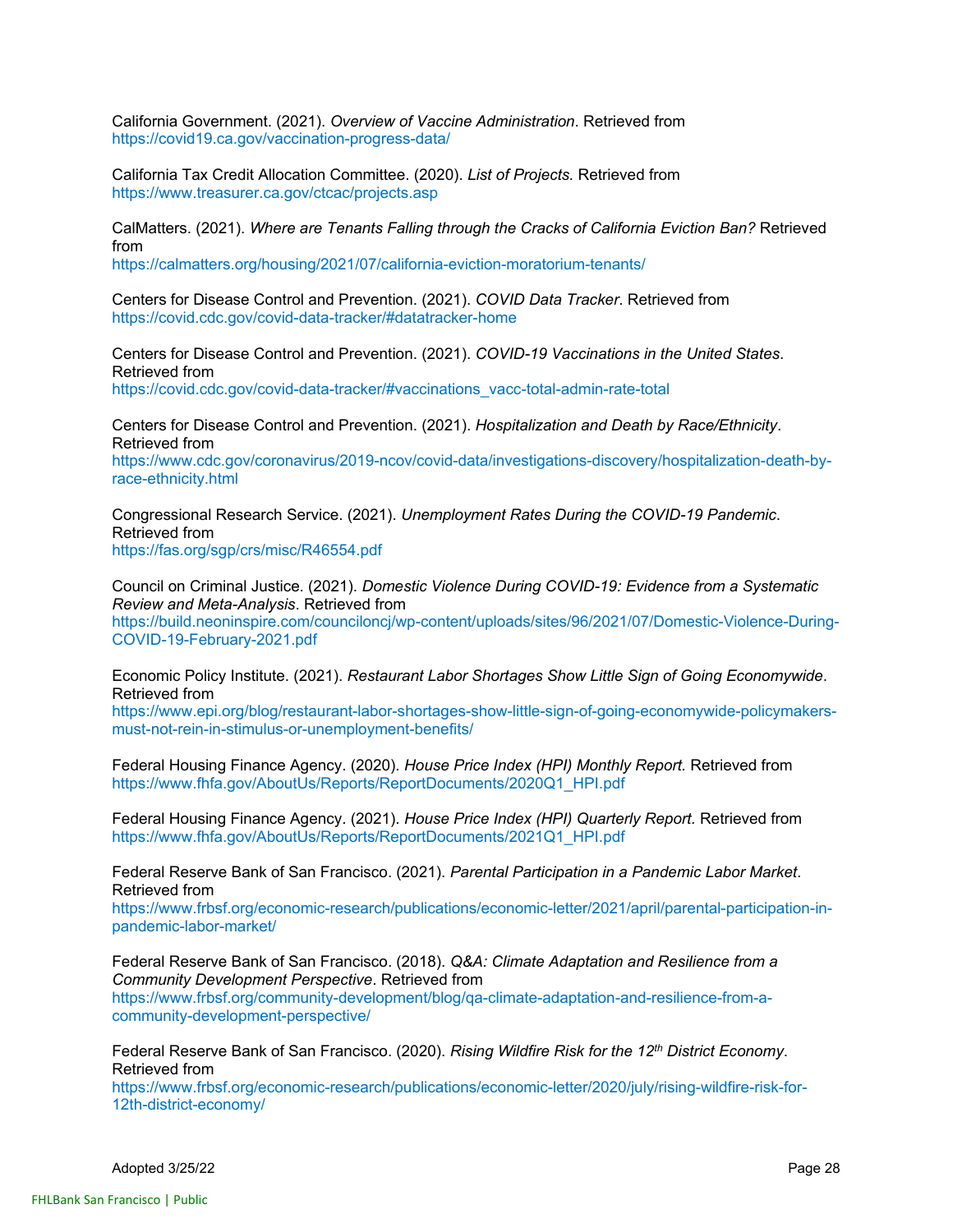California Government. (2021). *Overview of Vaccine Administration*. Retrieved from https://covid19.ca.gov/vaccination-progress-data/

California Tax Credit Allocation Committee. (2020). *List of Projects.* Retrieved from https://www.treasurer.ca.gov/ctcac/projects.asp

CalMatters. (2021). *Where are Tenants Falling through the Cracks of California Eviction Ban?* Retrieved from https://calmatters.org/housing/2021/07/california-eviction-moratorium-tenants/

Centers for Disease Control and Prevention. (2021). *COVID Data Tracker*. Retrieved from https://covid.cdc.gov/covid-data-tracker/#datatracker-home

Centers for Disease Control and Prevention. (2021). *COVID-19 Vaccinations in the United States*. Retrieved from https://covid.cdc.gov/covid-data-tracker/#vaccinations_vacc-total-admin-rate-total

Centers for Disease Control and Prevention. (2021). *Hospitalization and Death by Race/Ethnicity*. Retrieved from https://www.cdc.gov/coronavirus/2019-ncov/covid-data/investigations-discovery/hospitalization-death-by-race-ethnicity.html

Congressional Research Service. (2021). *Unemployment Rates During the COVID-19 Pandemic*. Retrieved from https://fas.org/sgp/crs/misc/R46554.pdf

Council on Criminal Justice. (2021). *Domestic Violence During COVID-19: Evidence from a Systematic Review and Meta-Analysis*. Retrieved from https://build.neoninspire.com/counciloncj/wp-content/uploads/sites/96/2021/07/Domestic-Violence-During-COVID-19-February-2021.pdf

Economic Policy Institute. (2021). *Restaurant Labor Shortages Show Little Sign of Going Economywide*. Retrieved from https://www.epi.org/blog/restaurant-labor-shortages-show-little-sign-of-going-economywide-policymakers-must-not-rein-in-stimulus-or-unemployment-benefits/

Federal Housing Finance Agency. (2020). *House Price Index (HPI) Monthly Report.* Retrieved from https://www.fhfa.gov/AboutUs/Reports/ReportDocuments/2020Q1_HPI.pdf

Federal Housing Finance Agency. (2021). *House Price Index (HPI) Quarterly Report.* Retrieved from https://www.fhfa.gov/AboutUs/Reports/ReportDocuments/2021Q1_HPI.pdf

Federal Reserve Bank of San Francisco. (2021). *Parental Participation in a Pandemic Labor Market*. Retrieved from https://www.frbsf.org/economic-research/publications/economic-letter/2021/april/parental-participation-in-pandemic-labor-market/

Federal Reserve Bank of San Francisco. (2018). *Q&A: Climate Adaptation and Resilience from a Community Development Perspective*. Retrieved from https://www.frbsf.org/community-development/blog/qa-climate-adaptation-and-resilience-from-a-community-development-perspective/

Federal Reserve Bank of San Francisco. (2020). *Rising Wildfire Risk for the 12th District Economy*. Retrieved from https://www.frbsf.org/economic-research/publications/economic-letter/2020/july/rising-wildfire-risk-for-12th-district-economy/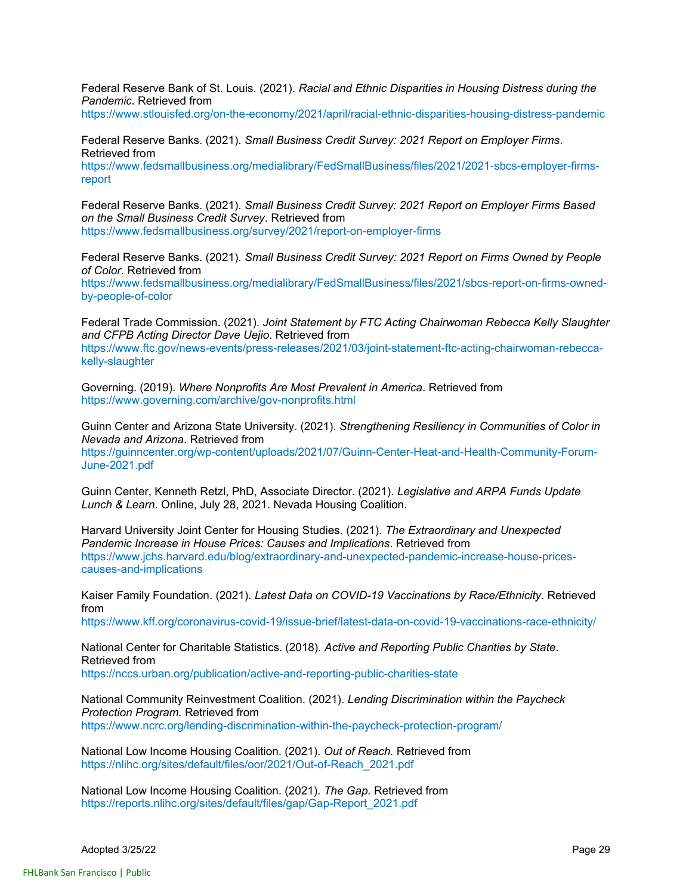Federal Reserve Bank of St. Louis. (2021). *Racial and Ethnic Disparities in Housing Distress during the Pandemic*. Retrieved from https://www.stlouisfed.org/on-the-economy/2021/april/racial-ethnic-disparities-housing-distress-pandemic

Federal Reserve Banks. (2021). *Small Business Credit Survey: 2021 Report on Employer Firms*. Retrieved from https://www.fedsmallbusiness.org/medialibrary/FedSmallBusiness/files/2021/2021-sbcs-employer-firms-report

Federal Reserve Banks. (2021). *Small Business Credit Survey: 2021 Report on Employer Firms Based on the Small Business Credit Survey*. Retrieved from https://www.fedsmallbusiness.org/survey/2021/report-on-employer-firms

Federal Reserve Banks. (2021). *Small Business Credit Survey: 2021 Report on Firms Owned by People of Color*. Retrieved from https://www.fedsmallbusiness.org/medialibrary/FedSmallBusiness/files/2021/sbcs-report-on-firms-owned-by-people-of-color

Federal Trade Commission. (2021). *Joint Statement by FTC Acting Chairwoman Rebecca Kelly Slaughter and CFPB Acting Director Dave Uejio*. Retrieved from https://www.ftc.gov/news-events/press-releases/2021/03/joint-statement-ftc-acting-chairwoman-rebecca-kelly-slaughter

Governing. (2019). *Where Nonprofits Are Most Prevalent in America*. Retrieved from https://www.governing.com/archive/gov-nonprofits.html

Guinn Center and Arizona State University. (2021). *Strengthening Resiliency in Communities of Color in Nevada and Arizona*. Retrieved from https://guinncenter.org/wp-content/uploads/2021/07/Guinn-Center-Heat-and-Health-Community-Forum-June-2021.pdf

Guinn Center, Kenneth Retzl, PhD, Associate Director. (2021). *Legislative and ARPA Funds Update Lunch & Learn*. Online, July 28, 2021. Nevada Housing Coalition.

Harvard University Joint Center for Housing Studies. (2021). *The Extraordinary and Unexpected Pandemic Increase in House Prices: Causes and Implications*. Retrieved from https://www.jchs.harvard.edu/blog/extraordinary-and-unexpected-pandemic-increase-house-prices-causes-and-implications

Kaiser Family Foundation. (2021). *Latest Data on COVID-19 Vaccinations by Race/Ethnicity*. Retrieved from https://www.kff.org/coronavirus-covid-19/issue-brief/latest-data-on-covid-19-vaccinations-race-ethnicity/

National Center for Charitable Statistics. (2018). *Active and Reporting Public Charities by State*. Retrieved from https://nccs.urban.org/publication/active-and-reporting-public-charities-state

National Community Reinvestment Coalition. (2021). *Lending Discrimination within the Paycheck Protection Program.* Retrieved from https://www.ncrc.org/lending-discrimination-within-the-paycheck-protection-program/

National Low Income Housing Coalition. (2021). *Out of Reach.* Retrieved from https://nlihc.org/sites/default/files/oor/2021/Out-of-Reach_2021.pdf

National Low Income Housing Coalition. (2021). *The Gap.* Retrieved from https://reports.nlihc.org/sites/default/files/gap/Gap-Report_2021.pdf

Adopted 3/25/22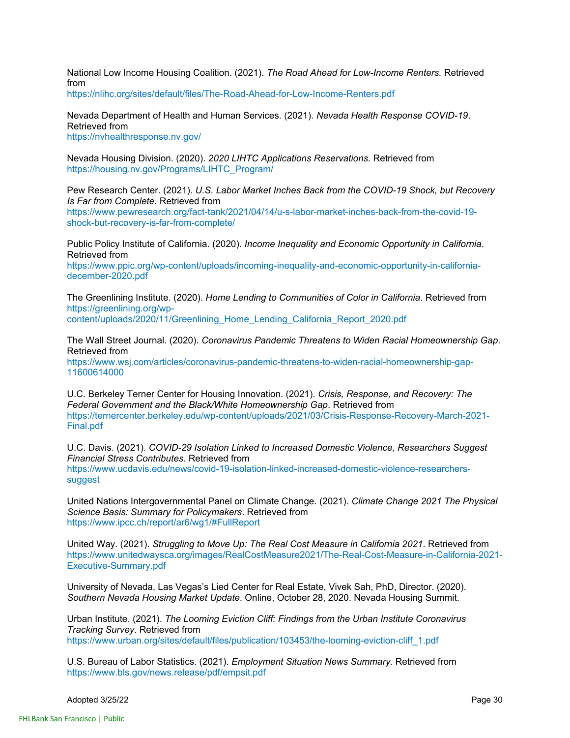National Low Income Housing Coalition. (2021). *The Road Ahead for Low-Income Renters.* Retrieved from
https://nlihc.org/sites/default/files/The-Road-Ahead-for-Low-Income-Renters.pdf

Nevada Department of Health and Human Services. (2021). *Nevada Health Response COVID-19*. Retrieved from
https://nvhealthresponse.nv.gov/

Nevada Housing Division. (2020). *2020 LIHTC Applications Reservations.* Retrieved from
https://housing.nv.gov/Programs/LIHTC_Program/

Pew Research Center. (2021). *U.S. Labor Market Inches Back from the COVID-19 Shock, but Recovery Is Far from Complete*. Retrieved from
https://www.pewresearch.org/fact-tank/2021/04/14/u-s-labor-market-inches-back-from-the-covid-19-shock-but-recovery-is-far-from-complete/

Public Policy Institute of California. (2020). *Income Inequality and Economic Opportunity in California*. Retrieved from
https://www.ppic.org/wp-content/uploads/incoming-inequality-and-economic-opportunity-in-california-december-2020.pdf

The Greenlining Institute. (2020). *Home Lending to Communities of Color in California*. Retrieved from
https://greenlining.org/wp-content/uploads/2020/11/Greenlining_Home_Lending_California_Report_2020.pdf

The Wall Street Journal. (2020). *Coronavirus Pandemic Threatens to Widen Racial Homeownership Gap*. Retrieved from
https://www.wsj.com/articles/coronavirus-pandemic-threatens-to-widen-racial-homeownership-gap-11600614000

U.C. Berkeley Terner Center for Housing Innovation. (2021). *Crisis, Response, and Recovery: The Federal Government and the Black/White Homeownership Gap*. Retrieved from
https://ternercenter.berkeley.edu/wp-content/uploads/2021/03/Crisis-Response-Recovery-March-2021-Final.pdf

U.C. Davis. (2021). *COVID-29 Isolation Linked to Increased Domestic Violence, Researchers Suggest Financial Stress Contributes*. Retrieved from
https://www.ucdavis.edu/news/covid-19-isolation-linked-increased-domestic-violence-researchers-suggest

United Nations Intergovernmental Panel on Climate Change. (2021). *Climate Change 2021 The Physical Science Basis: Summary for Policymakers*. Retrieved from
https://www.ipcc.ch/report/ar6/wg1/#FullReport

United Way. (2021). *Struggling to Move Up: The Real Cost Measure in California 2021*. Retrieved from
https://www.unitedwaysca.org/images/RealCostMeasure2021/The-Real-Cost-Measure-in-California-2021-Executive-Summary.pdf

University of Nevada, Las Vegas's Lied Center for Real Estate, Vivek Sah, PhD, Director. (2020). *Southern Nevada Housing Market Update*. Online, October 28, 2020. Nevada Housing Summit.

Urban Institute. (2021). *The Looming Eviction Cliff: Findings from the Urban Institute Coronavirus Tracking Survey*. Retrieved from
https://www.urban.org/sites/default/files/publication/103453/the-looming-eviction-cliff_1.pdf

U.S. Bureau of Labor Statistics. (2021). *Employment Situation News Summary.* Retrieved from
https://www.bls.gov/news.release/pdf/empsit.pdf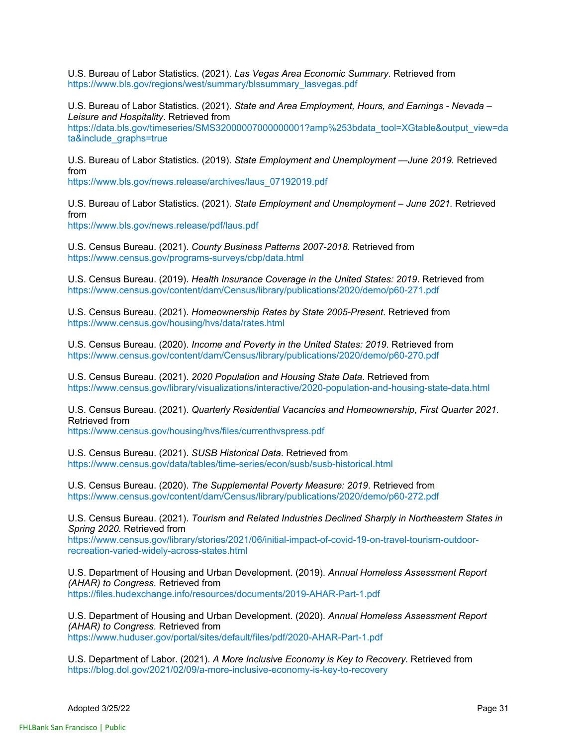U.S. Bureau of Labor Statistics. (2021). *Las Vegas Area Economic Summary*. Retrieved from https://www.bls.gov/regions/west/summary/blssummary_lasvegas.pdf

U.S. Bureau of Labor Statistics. (2021). *State and Area Employment, Hours, and Earnings - Nevada – Leisure and Hospitality*. Retrieved from https://data.bls.gov/timeseries/SMS32000007000000001?amp%253bdata_tool=XGtable&output_view=data&include_graphs=true

U.S. Bureau of Labor Statistics. (2019). *State Employment and Unemployment —June 2019.* Retrieved from https://www.bls.gov/news.release/archives/laus_07192019.pdf

U.S. Bureau of Labor Statistics. (2021). *State Employment and Unemployment – June 2021.* Retrieved from https://www.bls.gov/news.release/pdf/laus.pdf

U.S. Census Bureau. (2021). *County Business Patterns 2007-2018.* Retrieved from https://www.census.gov/programs-surveys/cbp/data.html

U.S. Census Bureau. (2019). *Health Insurance Coverage in the United States: 2019*. Retrieved from https://www.census.gov/content/dam/Census/library/publications/2020/demo/p60-271.pdf

U.S. Census Bureau. (2021). *Homeownership Rates by State 2005-Present*. Retrieved from https://www.census.gov/housing/hvs/data/rates.html

U.S. Census Bureau. (2020). *Income and Poverty in the United States: 2019*. Retrieved from https://www.census.gov/content/dam/Census/library/publications/2020/demo/p60-270.pdf

U.S. Census Bureau. (2021). *2020 Population and Housing State Data*. Retrieved from https://www.census.gov/library/visualizations/interactive/2020-population-and-housing-state-data.html

U.S. Census Bureau. (2021). *Quarterly Residential Vacancies and Homeownership, First Quarter 2021*. Retrieved from https://www.census.gov/housing/hvs/files/currenthvspress.pdf

U.S. Census Bureau. (2021). *SUSB Historical Data*. Retrieved from https://www.census.gov/data/tables/time-series/econ/susb/susb-historical.html

U.S. Census Bureau. (2020). *The Supplemental Poverty Measure: 2019*. Retrieved from https://www.census.gov/content/dam/Census/library/publications/2020/demo/p60-272.pdf

U.S. Census Bureau. (2021). *Tourism and Related Industries Declined Sharply in Northeastern States in Spring 2020.* Retrieved from https://www.census.gov/library/stories/2021/06/initial-impact-of-covid-19-on-travel-tourism-outdoor-recreation-varied-widely-across-states.html

U.S. Department of Housing and Urban Development. (2019). *Annual Homeless Assessment Report (AHAR) to Congress.* Retrieved from https://files.hudexchange.info/resources/documents/2019-AHAR-Part-1.pdf

U.S. Department of Housing and Urban Development. (2020). *Annual Homeless Assessment Report (AHAR) to Congress.* Retrieved from https://www.huduser.gov/portal/sites/default/files/pdf/2020-AHAR-Part-1.pdf

U.S. Department of Labor. (2021). *A More Inclusive Economy is Key to Recovery*. Retrieved from https://blog.dol.gov/2021/02/09/a-more-inclusive-economy-is-key-to-recovery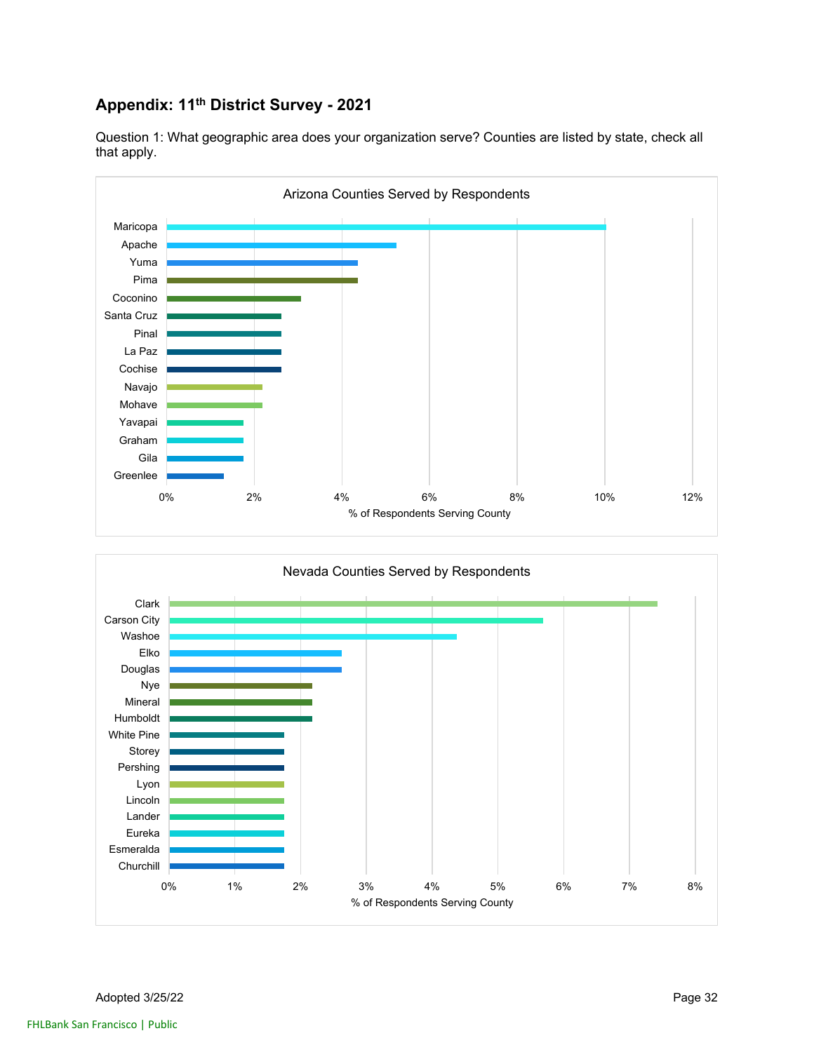## Appendix: 11th District Survey - 2021

Question 1: What geographic area does your organization serve? Counties are listed by state, check all that apply.

**Arizona Counties Served by Respondents**

| County | % of Respondents Serving County |
| --- | --- |
| Maricopa | 10.0% |
| Apache | 5.2% |
| Yuma | 4.4% |
| Pima | 4.4% |
| Coconino | 3.1% |
| Santa Cruz | 2.6% |
| Pinal | 2.6% |
| La Paz | 2.6% |
| Cochise | 2.6% |
| Navajo | 2.2% |
| Mohave | 2.2% |
| Yavapai | 1.7% |
| Graham | 1.7% |
| Gila | 1.7% |
| Greenlee | 1.3% |

**Nevada Counties Served by Respondents**

| County | % of Respondents Serving County |
| --- | --- |
| Clark | 7.4% |
| Carson City | 5.7% |
| Washoe | 4.4% |
| Elko | 2.6% |
| Douglas | 2.6% |
| Nye | 2.2% |
| Mineral | 2.2% |
| Humboldt | 2.2% |
| White Pine | 1.7% |
| Storey | 1.7% |
| Pershing | 1.7% |
| Lyon | 1.7% |
| Lincoln | 1.7% |
| Lander | 1.7% |
| Eureka | 1.7% |
| Esmeralda | 1.7% |
| Churchill | 1.7% |

Adopted 3/25/22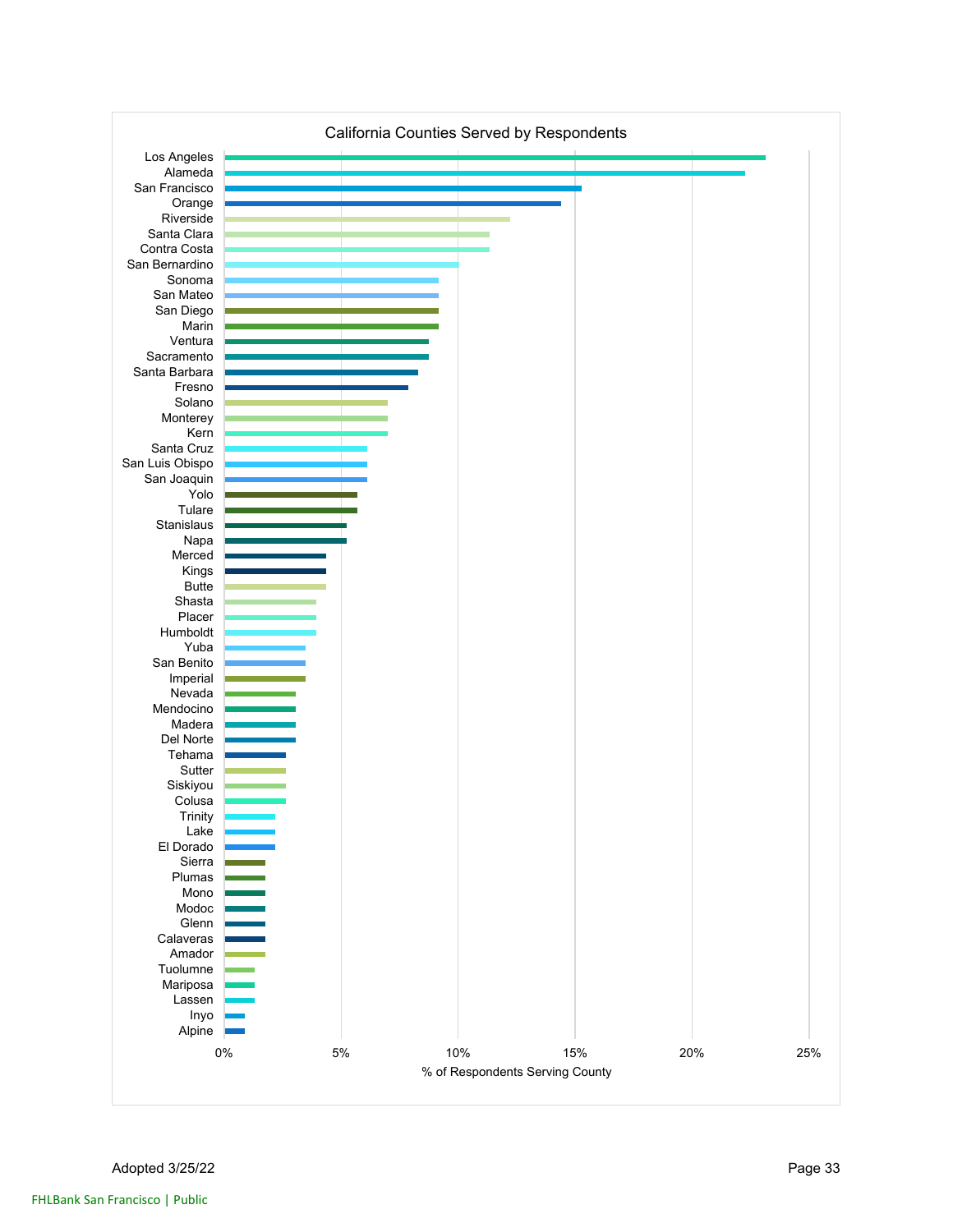California Counties Served by Respondents

| County | % of Respondents Serving County |
|---|---|
| Los Angeles | ~23% |
| Alameda | ~22% |
| San Francisco | ~15% |
| Orange | ~14% |
| Riverside | ~12% |
| Santa Clara | ~11% |
| Contra Costa | ~11% |
| San Bernardino | ~10% |
| Sonoma | ~9% |
| San Mateo | ~9% |
| San Diego | ~9% |
| Marin | ~9% |
| Ventura | ~9% |
| Sacramento | ~9% |
| Santa Barbara | ~8% |
| Fresno | ~8% |
| Solano | ~7% |
| Monterey | ~7% |
| Kern | ~7% |
| Santa Cruz | ~6% |
| San Luis Obispo | ~6% |
| San Joaquin | ~6% |
| Yolo | ~6% |
| Tulare | ~6% |
| Stanislaus | ~5% |
| Napa | ~5% |
| Merced | ~4% |
| Kings | ~4% |
| Butte | ~4% |
| Shasta | ~4% |
| Placer | ~4% |
| Humboldt | ~4% |
| Yuba | ~3% |
| San Benito | ~3% |
| Imperial | ~3% |
| Nevada | ~3% |
| Mendocino | ~3% |
| Madera | ~3% |
| Del Norte | ~3% |
| Tehama | ~3% |
| Sutter | ~3% |
| Siskiyou | ~3% |
| Colusa | ~3% |
| Trinity | ~2% |
| Lake | ~2% |
| El Dorado | ~2% |
| Sierra | ~2% |
| Plumas | ~2% |
| Mono | ~2% |
| Modoc | ~2% |
| Glenn | ~2% |
| Calaveras | ~2% |
| Amador | ~2% |
| Tuolumne | ~1% |
| Mariposa | ~1% |
| Lassen | ~1% |
| Inyo | ~1% |
| Alpine | ~1% |

Adopted 3/25/22

FHLBank San Francisco | Public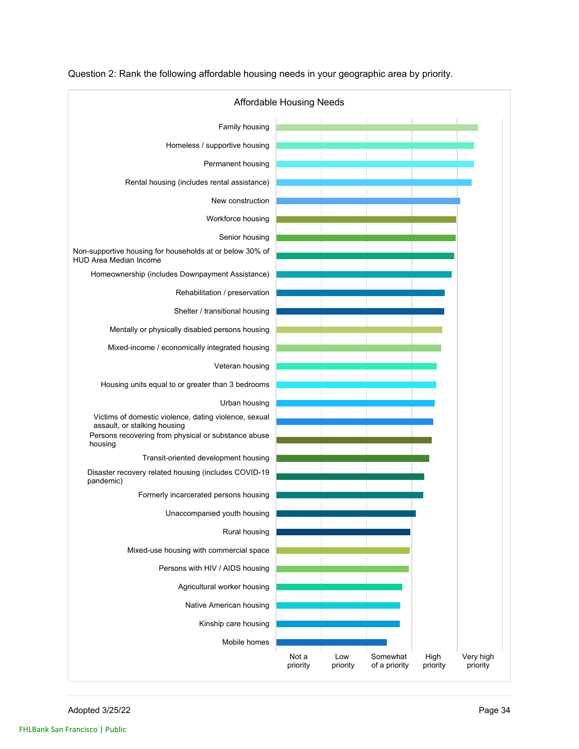Question 2: Rank the following affordable housing needs in your geographic area by priority.

Affordable Housing Needs

- Family housing
- Homeless / supportive housing
- Permanent housing
- Rental housing (includes rental assistance)
- New construction
- Workforce housing
- Senior housing
- Non-supportive housing for households at or below 30% of HUD Area Median Income
- Homeownership (includes Downpayment Assistance)
- Rehabilitation / preservation
- Shelter / transitional housing
- Mentally or physically disabled persons housing
- Mixed-income / economically integrated housing
- Veteran housing
- Housing units equal to or greater than 3 bedrooms
- Urban housing
- Victims of domestic violence, dating violence, sexual assault, or stalking housing
- Persons recovering from physical or substance abuse housing
- Transit-oriented development housing
- Disaster recovery related housing (includes COVID-19 pandemic)
- Formerly incarcerated persons housing
- Unaccompanied youth housing
- Rural housing
- Mixed-use housing with commercial space
- Persons with HIV / AIDS housing
- Agricultural worker housing
- Native American housing
- Kinship care housing
- Mobile homes

Scale: Not a priority | Low priority | Somewhat of a priority | High priority | Very high priority

Adopted 3/25/22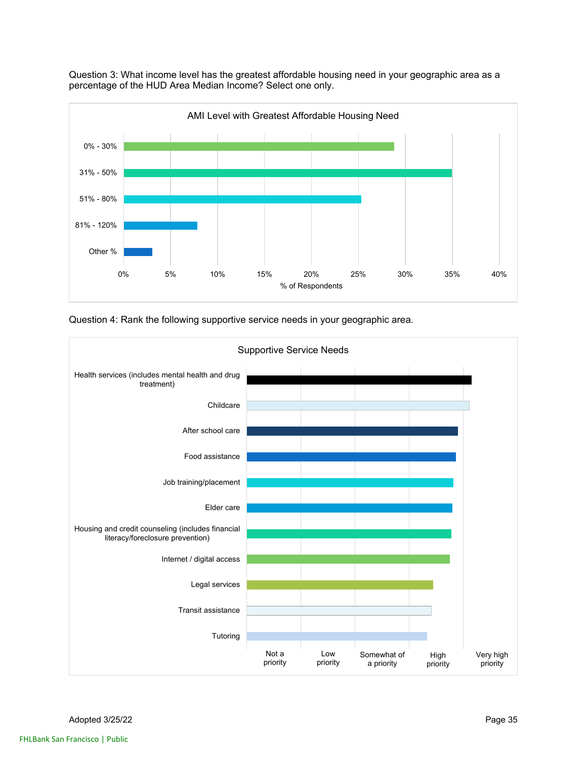Question 3: What income level has the greatest affordable housing need in your geographic area as a percentage of the HUD Area Median Income? Select one only.

AMI Level with Greatest Affordable Housing Need

0% - 30%
31% - 50%
51% - 80%
81% - 120%
Other %

0% 5% 10% 15% 20% 25% 30% 35% 40%

% of Respondents

Question 4: Rank the following supportive service needs in your geographic area.

Supportive Service Needs

Health services (includes mental health and drug treatment)
Childcare
After school care
Food assistance
Job training/placement
Elder care
Housing and credit counseling (includes financial literacy/foreclosure prevention)
Internet / digital access
Legal services
Transit assistance
Tutoring

Not a priority | Low priority | Somewhat of a priority | High priority | Very high priority

Adopted 3/25/22

FHLBank San Francisco | Public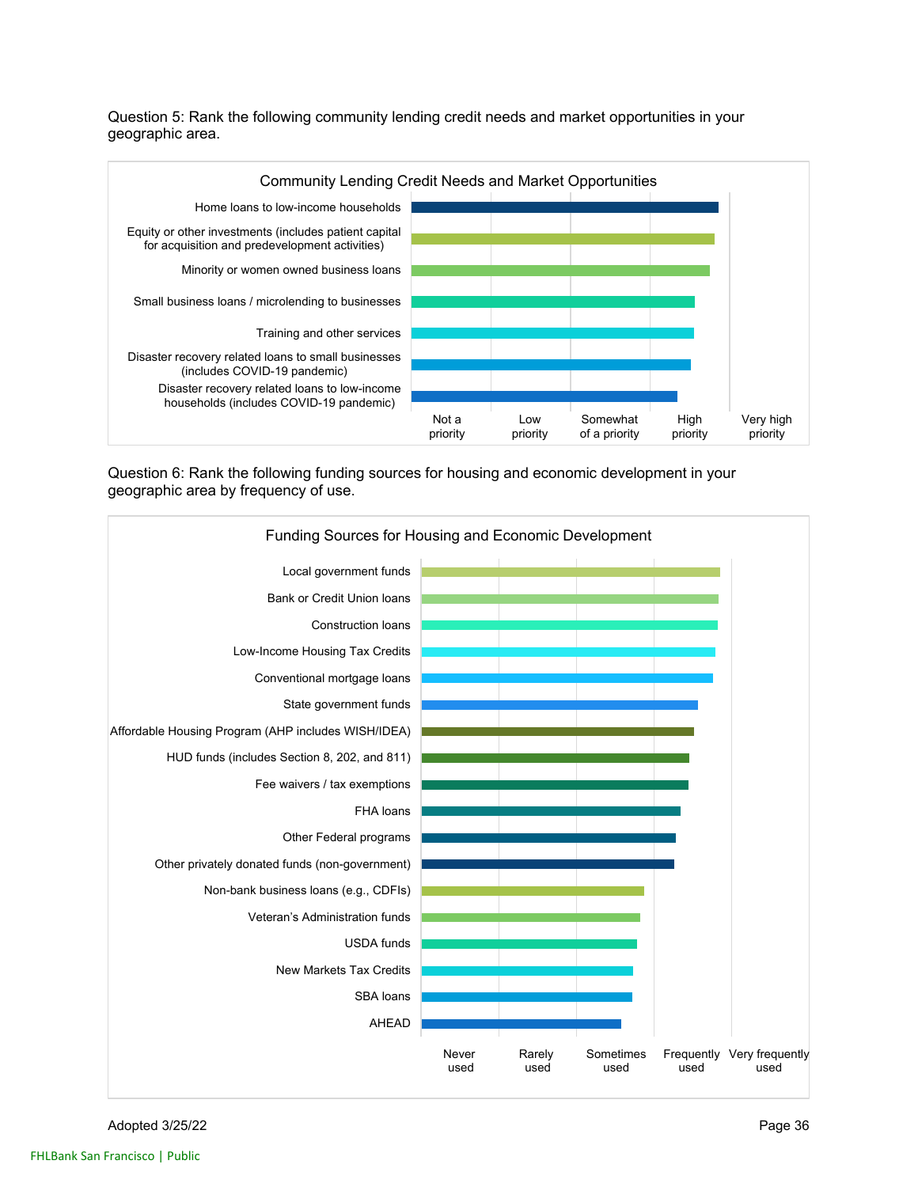Question 5: Rank the following community lending credit needs and market opportunities in your geographic area.

Community Lending Credit Needs and Market Opportunities

- Home loans to low-income households
- Equity or other investments (includes patient capital for acquisition and predevelopment activities)
- Minority or women owned business loans
- Small business loans / microlending to businesses
- Training and other services
- Disaster recovery related loans to small businesses (includes COVID-19 pandemic)
- Disaster recovery related loans to low-income households (includes COVID-19 pandemic)

Scale: Not a priority | Low priority | Somewhat of a priority | High priority | Very high priority

Question 6: Rank the following funding sources for housing and economic development in your geographic area by frequency of use.

Funding Sources for Housing and Economic Development

- Local government funds
- Bank or Credit Union loans
- Construction loans
- Low-Income Housing Tax Credits
- Conventional mortgage loans
- State government funds
- Affordable Housing Program (AHP includes WISH/IDEA)
- HUD funds (includes Section 8, 202, and 811)
- Fee waivers / tax exemptions
- FHA loans
- Other Federal programs
- Other privately donated funds (non-government)
- Non-bank business loans (e.g., CDFIs)
- Veteran's Administration funds
- USDA funds
- New Markets Tax Credits
- SBA loans
- AHEAD

Scale: Never used | Rarely used | Sometimes used | Frequently used | Very frequently used

Adopted 3/25/22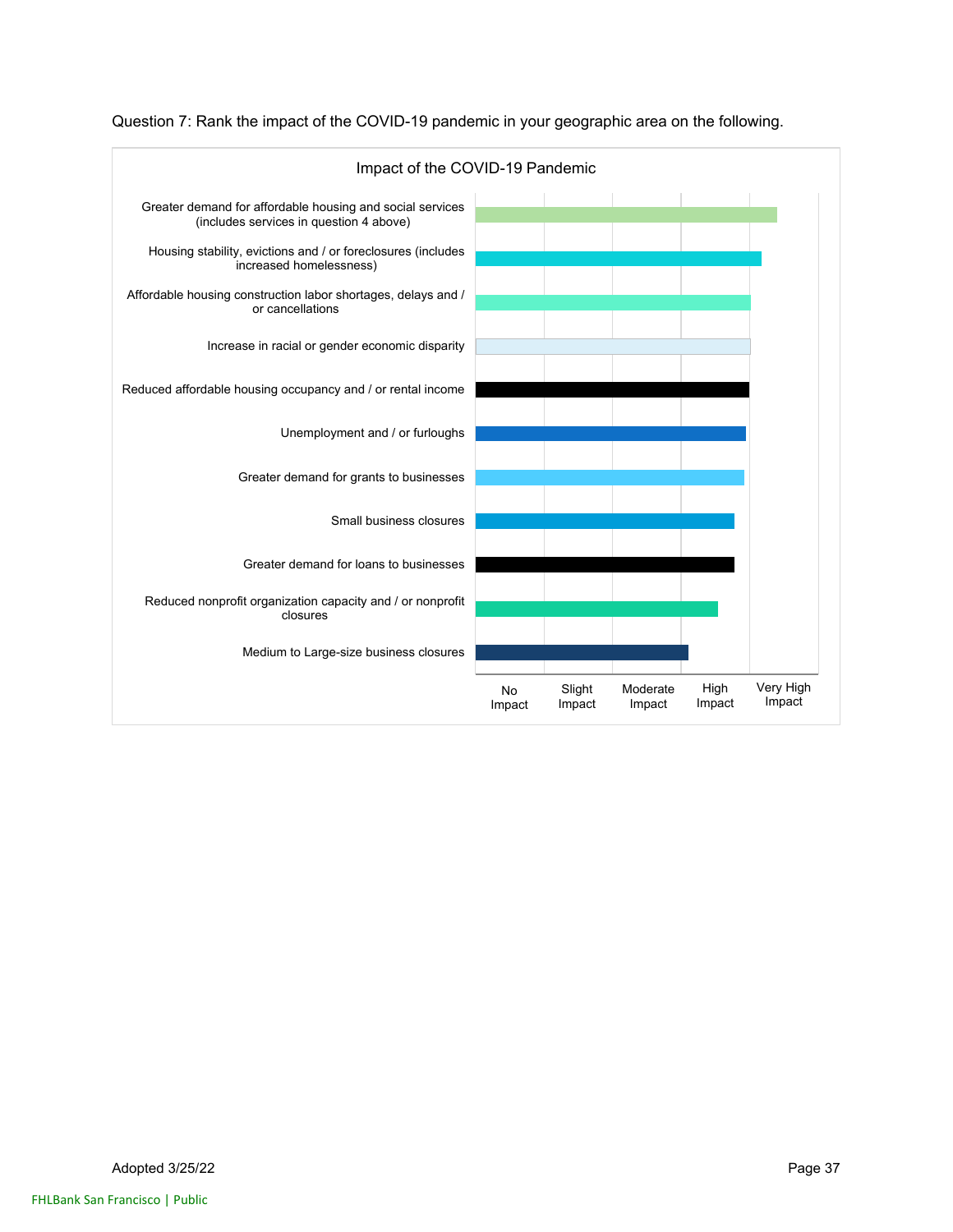Question 7: Rank the impact of the COVID-19 pandemic in your geographic area on the following.

Impact of the COVID-19 Pandemic

Greater demand for affordable housing and social services (includes services in question 4 above)

Housing stability, evictions and / or foreclosures (includes increased homelessness)

Affordable housing construction labor shortages, delays and / or cancellations

Increase in racial or gender economic disparity

Reduced affordable housing occupancy and / or rental income

Unemployment and / or furloughs

Greater demand for grants to businesses

Small business closures

Greater demand for loans to businesses

Reduced nonprofit organization capacity and / or nonprofit closures

Medium to Large-size business closures

No Impact

Slight Impact

Moderate Impact

High Impact

Very High Impact

Adopted 3/25/22